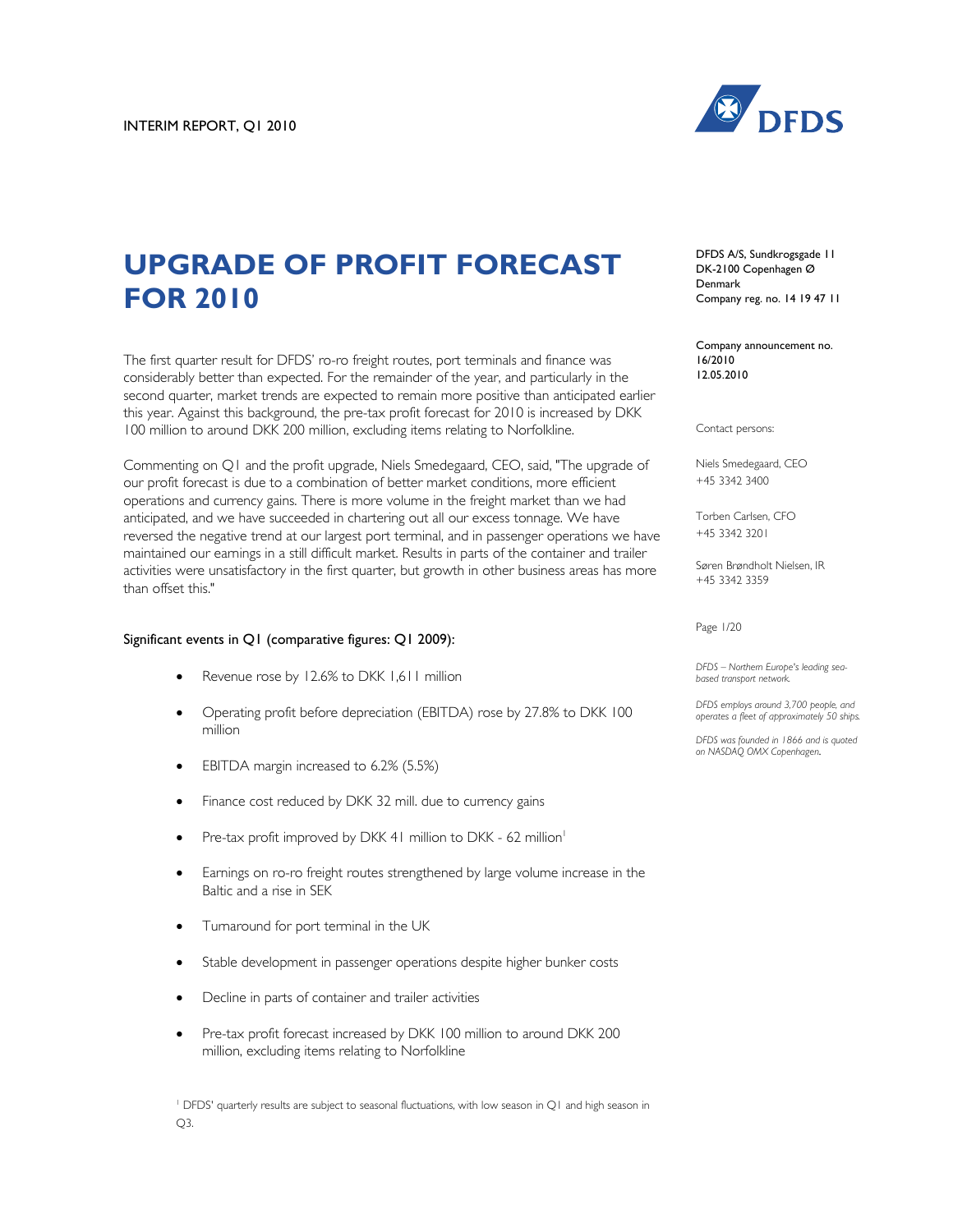INTERIM REPORT, Q1 2010

# UPGRADE OF PROFIT FORECAST FOR 2010

DFDS A/S, Sundkrogsgade 11
DK-2100 Copenhagen Ø
Denmark
Company reg. no. 14 19 47 11

Company announcement no. 16/2010
12.05.2010

Contact persons:

Niels Smedegaard, CEO
+45 3342 3400

Torben Carlsen, CFO
+45 3342 3201

Søren Brøndholt Nielsen, IR
+45 3342 3359

*DFDS – Northern Europe's leading sea-based transport network.*

*DFDS employs around 3,700 people, and operates a fleet of approximately 50 ships.*

*DFDS was founded in 1866 and is quoted on NASDAQ OMX Copenhagen.*

The first quarter result for DFDS' ro-ro freight routes, port terminals and finance was considerably better than expected. For the remainder of the year, and particularly in the second quarter, market trends are expected to remain more positive than anticipated earlier this year. Against this background, the pre-tax profit forecast for 2010 is increased by DKK 100 million to around DKK 200 million, excluding items relating to Norfolkline.

Commenting on Q1 and the profit upgrade, Niels Smedegaard, CEO, said, "The upgrade of our profit forecast is due to a combination of better market conditions, more efficient operations and currency gains. There is more volume in the freight market than we had anticipated, and we have succeeded in chartering out all our excess tonnage. We have reversed the negative trend at our largest port terminal, and in passenger operations we have maintained our earnings in a still difficult market. Results in parts of the container and trailer activities were unsatisfactory in the first quarter, but growth in other business areas has more than offset this."

### Significant events in Q1 (comparative figures: Q1 2009):

- Revenue rose by 12.6% to DKK 1,611 million
- Operating profit before depreciation (EBITDA) rose by 27.8% to DKK 100 million
- EBITDA margin increased to 6.2% (5.5%)
- Finance cost reduced by DKK 32 mill. due to currency gains
- Pre-tax profit improved by DKK 41 million to DKK - 62 million[1]
- Earnings on ro-ro freight routes strengthened by large volume increase in the Baltic and a rise in SEK
- Turnaround for port terminal in the UK
- Stable development in passenger operations despite higher bunker costs
- Decline in parts of container and trailer activities
- Pre-tax profit forecast increased by DKK 100 million to around DKK 200 million, excluding items relating to Norfolkline

[1] DFDS' quarterly results are subject to seasonal fluctuations, with low season in Q1 and high season in Q3.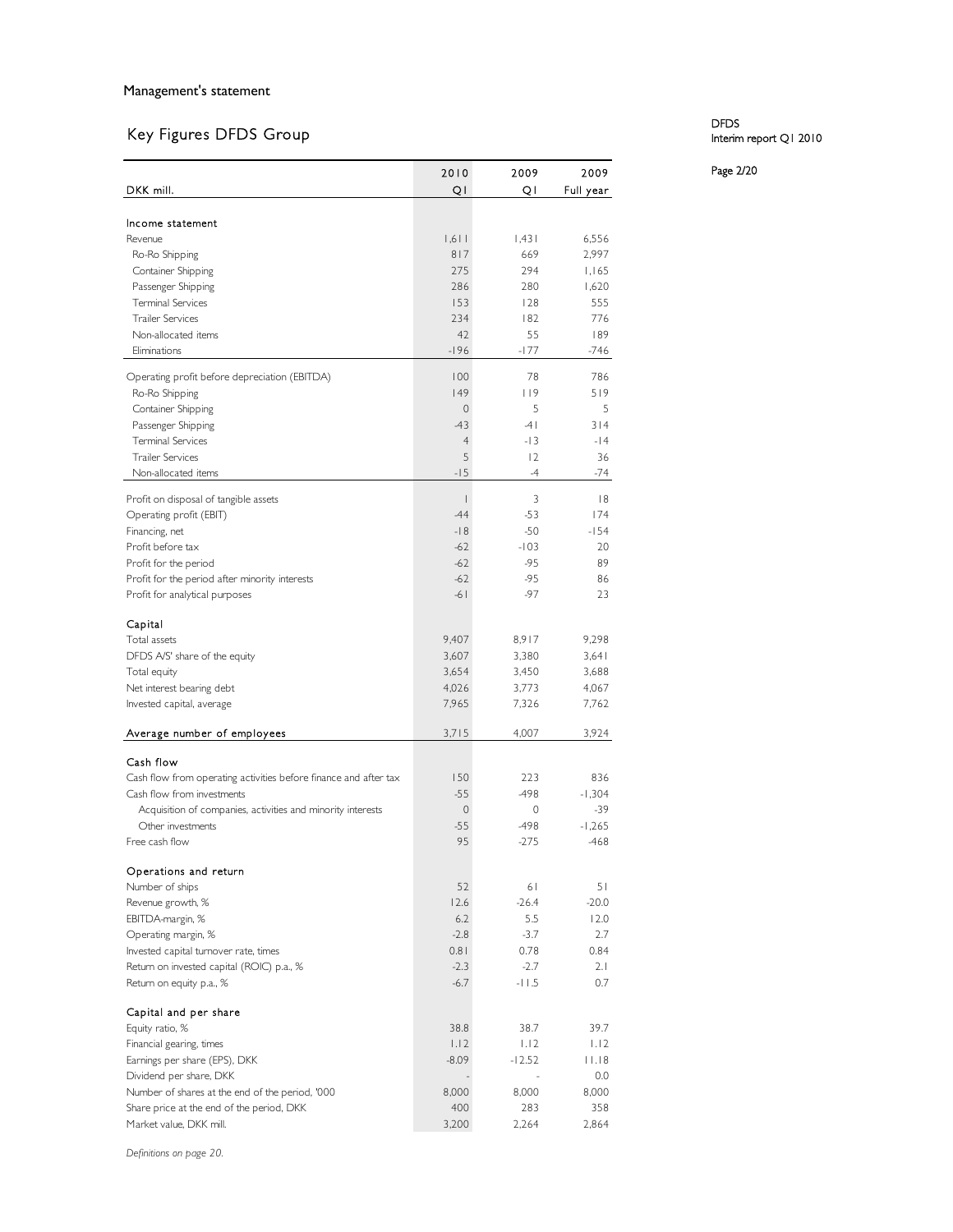## Management's statement

# Key Figures DFDS Group

| DKK mill. | 2010 Q1 | 2009 Q1 | 2009 Full year |
|---|---|---|---|
| **Income statement** | | | |
| Revenue | 1,611 | 1,431 | 6,556 |
| Ro-Ro Shipping | 817 | 669 | 2,997 |
| Container Shipping | 275 | 294 | 1,165 |
| Passenger Shipping | 286 | 280 | 1,620 |
| Terminal Services | 153 | 128 | 555 |
| Trailer Services | 234 | 182 | 776 |
| Non-allocated items | 42 | 55 | 189 |
| Eliminations | -196 | -177 | -746 |
| Operating profit before depreciation (EBITDA) | 100 | 78 | 786 |
| Ro-Ro Shipping | 149 | 119 | 519 |
| Container Shipping | 0 | 5 | 5 |
| Passenger Shipping | -43 | -41 | 314 |
| Terminal Services | 4 | -13 | -14 |
| Trailer Services | 5 | 12 | 36 |
| Non-allocated items | -15 | -4 | -74 |
| Profit on disposal of tangible assets | 1 | 3 | 18 |
| Operating profit (EBIT) | -44 | -53 | 174 |
| Financing, net | -18 | -50 | -154 |
| Profit before tax | -62 | -103 | 20 |
| Profit for the period | -62 | -95 | 89 |
| Profit for the period after minority interests | -62 | -95 | 86 |
| Profit for analytical purposes | -61 | -97 | 23 |
| **Capital** | | | |
| Total assets | 9,407 | 8,917 | 9,298 |
| DFDS A/S' share of the equity | 3,607 | 3,380 | 3,641 |
| Total equity | 3,654 | 3,450 | 3,688 |
| Net interest bearing debt | 4,026 | 3,773 | 4,067 |
| Invested capital, average | 7,965 | 7,326 | 7,762 |
| **Average number of employees** | 3,715 | 4,007 | 3,924 |
| **Cash flow** | | | |
| Cash flow from operating activities before finance and after tax | 150 | 223 | 836 |
| Cash flow from investments | -55 | -498 | -1,304 |
| Acquisition of companies, activities and minority interests | 0 | 0 | -39 |
| Other investments | -55 | -498 | -1,265 |
| Free cash flow | 95 | -275 | -468 |
| **Operations and return** | | | |
| Number of ships | 52 | 61 | 51 |
| Revenue growth, % | 12.6 | -26.4 | -20.0 |
| EBITDA-margin, % | 6.2 | 5.5 | 12.0 |
| Operating margin, % | -2.8 | -3.7 | 2.7 |
| Invested capital turnover rate, times | 0.81 | 0.78 | 0.84 |
| Return on invested capital (ROIC) p.a., % | -2.3 | -2.7 | 2.1 |
| Return on equity p.a., % | -6.7 | -11.5 | 0.7 |
| **Capital and per share** | | | |
| Equity ratio, % | 38.8 | 38.7 | 39.7 |
| Financial gearing, times | 1.12 | 1.12 | 1.12 |
| Earnings per share (EPS), DKK | -8.09 | -12.52 | 11.18 |
| Dividend per share, DKK | - | - | 0.0 |
| Number of shares at the end of the period, '000 | 8,000 | 8,000 | 8,000 |
| Share price at the end of the period, DKK | 400 | 283 | 358 |
| Market value, DKK mill. | 3,200 | 2,264 | 2,864 |

*Definitions on page 20.*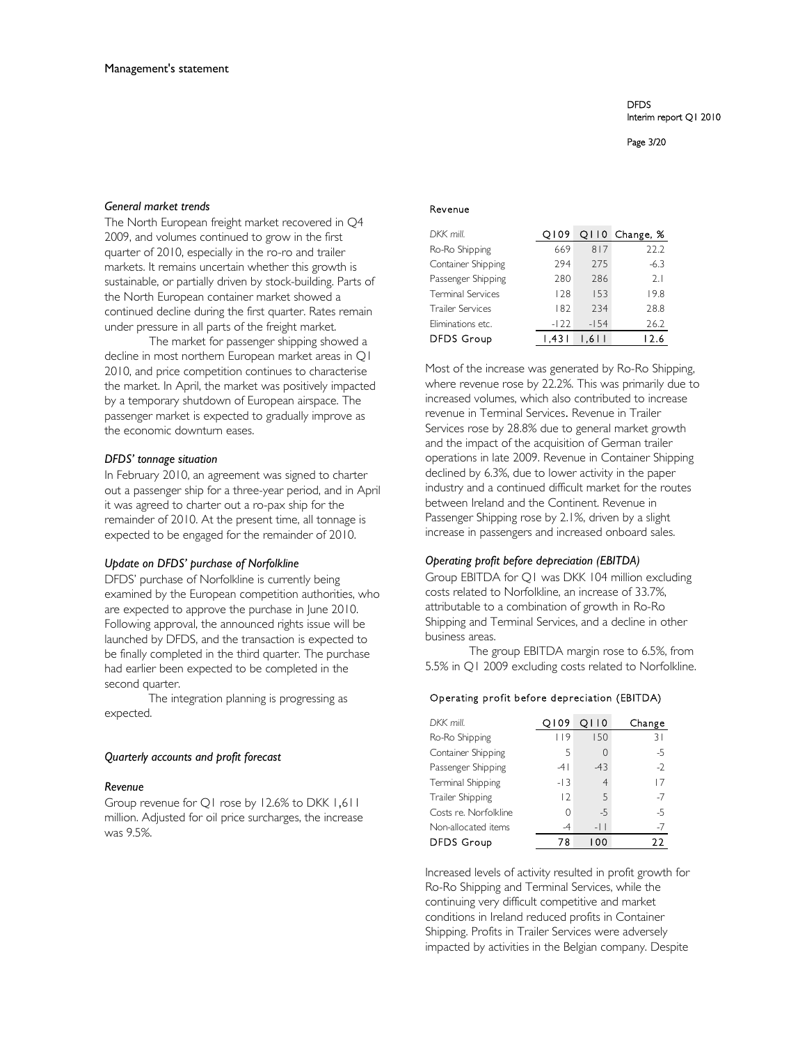Management's statement

### *General market trends*

The North European freight market recovered in Q4 2009, and volumes continued to grow in the first quarter of 2010, especially in the ro-ro and trailer markets. It remains uncertain whether this growth is sustainable, or partially driven by stock-building. Parts of the North European container market showed a continued decline during the first quarter. Rates remain under pressure in all parts of the freight market.

The market for passenger shipping showed a decline in most northern European market areas in Q1 2010, and price competition continues to characterise the market. In April, the market was positively impacted by a temporary shutdown of European airspace. The passenger market is expected to gradually improve as the economic downturn eases.

### *DFDS' tonnage situation*

In February 2010, an agreement was signed to charter out a passenger ship for a three-year period, and in April it was agreed to charter out a ro-pax ship for the remainder of 2010. At the present time, all tonnage is expected to be engaged for the remainder of 2010.

### *Update on DFDS' purchase of Norfolkline*

DFDS' purchase of Norfolkline is currently being examined by the European competition authorities, who are expected to approve the purchase in June 2010. Following approval, the announced rights issue will be launched by DFDS, and the transaction is expected to be finally completed in the third quarter. The purchase had earlier been expected to be completed in the second quarter.

The integration planning is progressing as expected.

### *Quarterly accounts and profit forecast*

### *Revenue*

Group revenue for Q1 rose by 12.6% to DKK 1,611 million. Adjusted for oil price surcharges, the increase was 9.5%.

Revenue

| *DKK mill.* | Q109 | Q110 | Change, % |
|---|---|---|---|
| Ro-Ro Shipping | 669 | 817 | 22.2 |
| Container Shipping | 294 | 275 | -6.3 |
| Passenger Shipping | 280 | 286 | 2.1 |
| Terminal Services | 128 | 153 | 19.8 |
| Trailer Services | 182 | 234 | 28.8 |
| Eliminations etc. | -122 | -154 | 26.2 |
| DFDS Group | 1,431 | 1,611 | 12.6 |

Most of the increase was generated by Ro-Ro Shipping, where revenue rose by 22.2%. This was primarily due to increased volumes, which also contributed to increase revenue in Terminal Services. Revenue in Trailer Services rose by 28.8% due to general market growth and the impact of the acquisition of German trailer operations in late 2009. Revenue in Container Shipping declined by 6.3%, due to lower activity in the paper industry and a continued difficult market for the routes between Ireland and the Continent. Revenue in Passenger Shipping rose by 2.1%, driven by a slight increase in passengers and increased onboard sales.

### *Operating profit before depreciation (EBITDA)*

Group EBITDA for Q1 was DKK 104 million excluding costs related to Norfolkline, an increase of 33.7%, attributable to a combination of growth in Ro-Ro Shipping and Terminal Services, and a decline in other business areas.

The group EBITDA margin rose to 6.5%, from 5.5% in Q1 2009 excluding costs related to Norfolkline.

Operating profit before depreciation (EBITDA)

| *DKK mill.* | Q109 | Q110 | Change |
|---|---|---|---|
| Ro-Ro Shipping | 119 | 150 | 31 |
| Container Shipping | 5 | 0 | -5 |
| Passenger Shipping | -41 | -43 | -2 |
| Terminal Shipping | -13 | 4 | 17 |
| Trailer Shipping | 12 | 5 | -7 |
| Costs re. Norfolkline | 0 | -5 | -5 |
| Non-allocated items | -4 | -11 | -7 |
| DFDS Group | 78 | 100 | 22 |

Increased levels of activity resulted in profit growth for Ro-Ro Shipping and Terminal Services, while the continuing very difficult competitive and market conditions in Ireland reduced profits in Container Shipping. Profits in Trailer Services were adversely impacted by activities in the Belgian company. Despite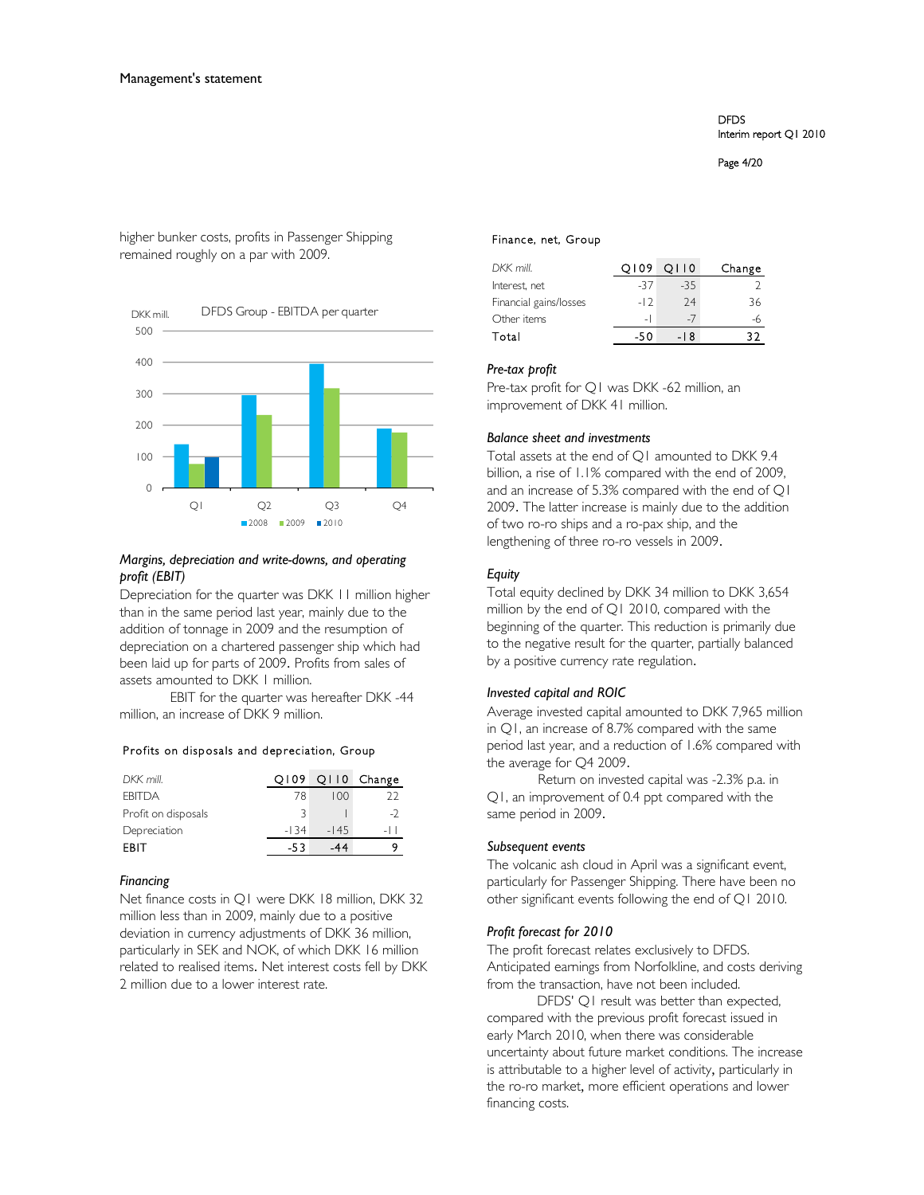higher bunker costs, profits in Passenger Shipping remained roughly on a par with 2009.

DFDS Group - EBITDA per quarter

### *Margins, depreciation and write-downs, and operating profit (EBIT)*

Depreciation for the quarter was DKK 11 million higher than in the same period last year, mainly due to the addition of tonnage in 2009 and the resumption of depreciation on a chartered passenger ship which had been laid up for parts of 2009. Profits from sales of assets amounted to DKK 1 million.

EBIT for the quarter was hereafter DKK -44 million, an increase of DKK 9 million.

Profits on disposals and depreciation, Group

| *DKK mill.* | Q109 | Q110 | Change |
|---|---|---|---|
| EBITDA | 78 | 100 | 22 |
| Profit on disposals | 3 | 1 | -2 |
| Depreciation | -134 | -145 | -11 |
| **EBIT** | -53 | -44 | 9 |

### *Financing*

Net finance costs in Q1 were DKK 18 million, DKK 32 million less than in 2009, mainly due to a positive deviation in currency adjustments of DKK 36 million, particularly in SEK and NOK, of which DKK 16 million related to realised items. Net interest costs fell by DKK 2 million due to a lower interest rate.

Finance, net, Group

| *DKK mill.* | Q109 | Q110 | Change |
|---|---|---|---|
| Interest, net | -37 | -35 | 2 |
| Financial gains/losses | -12 | 24 | 36 |
| Other items | -1 | -7 | -6 |
| Total | -50 | -18 | 32 |

### *Pre-tax profit*

Pre-tax profit for Q1 was DKK -62 million, an improvement of DKK 41 million.

### *Balance sheet and investments*

Total assets at the end of Q1 amounted to DKK 9.4 billion, a rise of 1.1% compared with the end of 2009, and an increase of 5.3% compared with the end of Q1 2009. The latter increase is mainly due to the addition of two ro-ro ships and a ro-pax ship, and the lengthening of three ro-ro vessels in 2009.

### *Equity*

Total equity declined by DKK 34 million to DKK 3,654 million by the end of Q1 2010, compared with the beginning of the quarter. This reduction is primarily due to the negative result for the quarter, partially balanced by a positive currency rate regulation.

### *Invested capital and ROIC*

Average invested capital amounted to DKK 7,965 million in Q1, an increase of 8.7% compared with the same period last year, and a reduction of 1.6% compared with the average for Q4 2009.

Return on invested capital was -2.3% p.a. in Q1, an improvement of 0.4 ppt compared with the same period in 2009.

### *Subsequent events*

The volcanic ash cloud in April was a significant event, particularly for Passenger Shipping. There have been no other significant events following the end of Q1 2010.

### *Profit forecast for 2010*

The profit forecast relates exclusively to DFDS. Anticipated earnings from Norfolkline, and costs deriving from the transaction, have not been included.

DFDS' Q1 result was better than expected, compared with the previous profit forecast issued in early March 2010, when there was considerable uncertainty about future market conditions. The increase is attributable to a higher level of activity, particularly in the ro-ro market, more efficient operations and lower financing costs.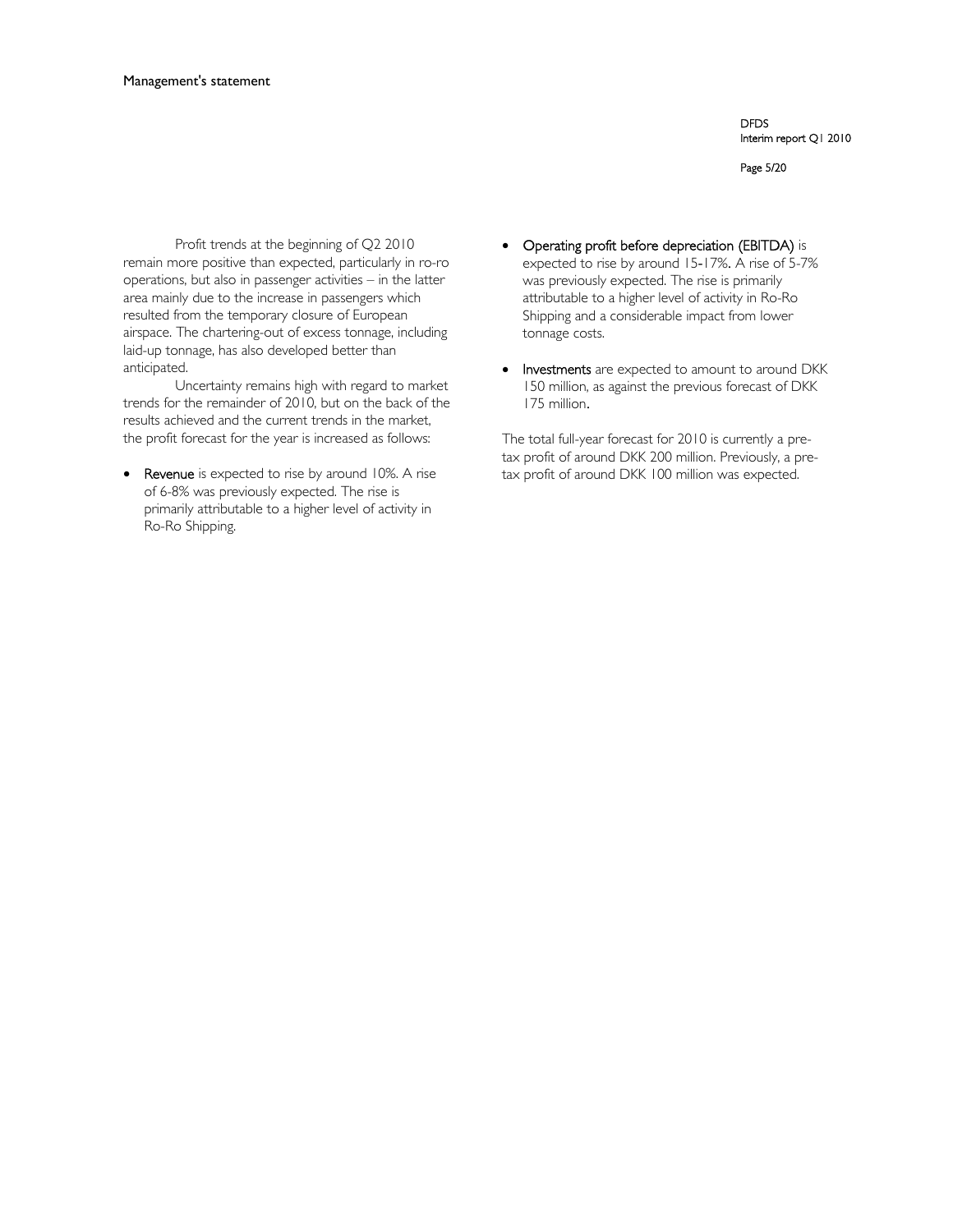Profit trends at the beginning of Q2 2010 remain more positive than expected, particularly in ro-ro operations, but also in passenger activities – in the latter area mainly due to the increase in passengers which resulted from the temporary closure of European airspace. The chartering-out of excess tonnage, including laid-up tonnage, has also developed better than anticipated.

Uncertainty remains high with regard to market trends for the remainder of 2010, but on the back of the results achieved and the current trends in the market, the profit forecast for the year is increased as follows:

- Revenue is expected to rise by around 10%. A rise of 6-8% was previously expected. The rise is primarily attributable to a higher level of activity in Ro-Ro Shipping.
- Operating profit before depreciation (EBITDA) is expected to rise by around 15-17%. A rise of 5-7% was previously expected. The rise is primarily attributable to a higher level of activity in Ro-Ro Shipping and a considerable impact from lower tonnage costs.
- Investments are expected to amount to around DKK 150 million, as against the previous forecast of DKK 175 million.

The total full-year forecast for 2010 is currently a pre-tax profit of around DKK 200 million. Previously, a pre-tax profit of around DKK 100 million was expected.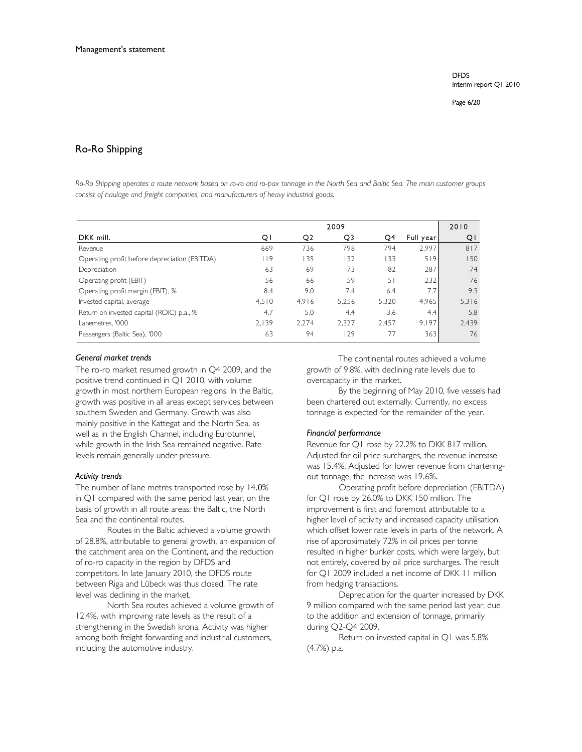Management's statement

## Ro-Ro Shipping

*Ro-Ro Shipping operates a route network based on ro-ro and ro-pax tonnage in the North Sea and Baltic Sea. The main customer groups consist of haulage and freight companies, and manufacturers of heavy industrial goods.*

| | 2009 | | | | | 2010 |
|---|---|---|---|---|---|---|
| DKK mill. | Q1 | Q2 | Q3 | Q4 | Full year | Q1 |
| Revenue | 669 | 736 | 798 | 794 | 2,997 | 817 |
| Operating profit before depreciation (EBITDA) | 119 | 135 | 132 | 133 | 519 | 150 |
| Depreciation | -63 | -69 | -73 | -82 | -287 | -74 |
| Operating profit (EBIT) | 56 | 66 | 59 | 51 | 232 | 76 |
| Operating profit margin (EBIT), % | 8.4 | 9.0 | 7.4 | 6.4 | 7.7 | 9.3 |
| Invested capital, average | 4,510 | 4,916 | 5,256 | 5,320 | 4,965 | 5,316 |
| Return on invested capital (ROIC) p.a., % | 4.7 | 5.0 | 4.4 | 3.6 | 4.4 | 5.8 |
| Lanemetres, '000 | 2,139 | 2,274 | 2,327 | 2,457 | 9,197 | 2,439 |
| Passengers (Baltic Sea), '000 | 63 | 94 | 129 | 77 | 363 | 76 |

### *General market trends*

The ro-ro market resumed growth in Q4 2009, and the positive trend continued in Q1 2010, with volume growth in most northern European regions. In the Baltic, growth was positive in all areas except services between southern Sweden and Germany. Growth was also mainly positive in the Kattegat and the North Sea, as well as in the English Channel, including Eurotunnel, while growth in the Irish Sea remained negative. Rate levels remain generally under pressure.

### *Activity trends*

The number of lane metres transported rose by 14.0% in Q1 compared with the same period last year, on the basis of growth in all route areas: the Baltic, the North Sea and the continental routes.

Routes in the Baltic achieved a volume growth of 28.8%, attributable to general growth, an expansion of the catchment area on the Continent, and the reduction of ro-ro capacity in the region by DFDS and competitors. In late January 2010, the DFDS route between Riga and Lübeck was thus closed. The rate level was declining in the market.

North Sea routes achieved a volume growth of 12.4%, with improving rate levels as the result of a strengthening in the Swedish krona. Activity was higher among both freight forwarding and industrial customers, including the automotive industry.

The continental routes achieved a volume growth of 9.8%, with declining rate levels due to overcapacity in the market.

By the beginning of May 2010, five vessels had been chartered out externally. Currently, no excess tonnage is expected for the remainder of the year.

### *Financial performance*

Revenue for Q1 rose by 22.2% to DKK 817 million. Adjusted for oil price surcharges, the revenue increase was 15.4%. Adjusted for lower revenue from chartering-out tonnage, the increase was 19.6%.

Operating profit before depreciation (EBITDA) for Q1 rose by 26.0% to DKK 150 million. The improvement is first and foremost attributable to a higher level of activity and increased capacity utilisation, which offset lower rate levels in parts of the network. A rise of approximately 72% in oil prices per tonne resulted in higher bunker costs, which were largely, but not entirely, covered by oil price surcharges. The result for Q1 2009 included a net income of DKK 11 million from hedging transactions.

Depreciation for the quarter increased by DKK 9 million compared with the same period last year, due to the addition and extension of tonnage, primarily during Q2-Q4 2009.

Return on invested capital in Q1 was 5.8% (4.7%) p.a.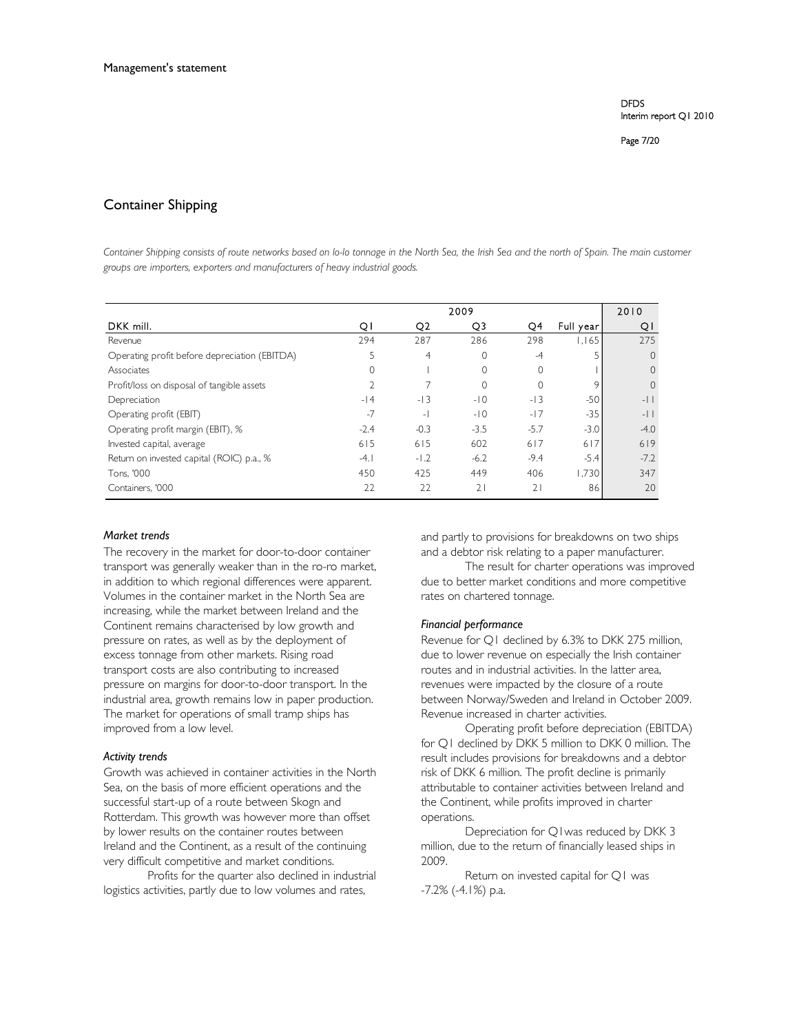Management's statement

## Container Shipping

*Container Shipping consists of route networks based on lo-lo tonnage in the North Sea, the Irish Sea and the north of Spain. The main customer groups are importers, exporters and manufacturers of heavy industrial goods.*

| | 2009 | | | | | 2010 |
|---|---|---|---|---|---|---|
| DKK mill. | Q1 | Q2 | Q3 | Q4 | Full year | Q1 |
| Revenue | 294 | 287 | 286 | 298 | 1,165 | 275 |
| Operating profit before depreciation (EBITDA) | 5 | 4 | 0 | -4 | 5 | 0 |
| Associates | 0 | 1 | 0 | 0 | 1 | 0 |
| Profit/loss on disposal of tangible assets | 2 | 7 | 0 | 0 | 9 | 0 |
| Depreciation | -14 | -13 | -10 | -13 | -50 | -11 |
| Operating profit (EBIT) | -7 | -1 | -10 | -17 | -35 | -11 |
| Operating profit margin (EBIT), % | -2.4 | -0.3 | -3.5 | -5.7 | -3.0 | -4.0 |
| Invested capital, average | 615 | 615 | 602 | 617 | 617 | 619 |
| Return on invested capital (ROIC) p.a., % | -4.1 | -1.2 | -6.2 | -9.4 | -5.4 | -7.2 |
| Tons, '000 | 450 | 425 | 449 | 406 | 1,730 | 347 |
| Containers, '000 | 22 | 22 | 21 | 21 | 86 | 20 |

### *Market trends*

The recovery in the market for door-to-door container transport was generally weaker than in the ro-ro market, in addition to which regional differences were apparent. Volumes in the container market in the North Sea are increasing, while the market between Ireland and the Continent remains characterised by low growth and pressure on rates, as well as by the deployment of excess tonnage from other markets. Rising road transport costs are also contributing to increased pressure on margins for door-to-door transport. In the industrial area, growth remains low in paper production. The market for operations of small tramp ships has improved from a low level.

### *Activity trends*

Growth was achieved in container activities in the North Sea, on the basis of more efficient operations and the successful start-up of a route between Skogn and Rotterdam. This growth was however more than offset by lower results on the container routes between Ireland and the Continent, as a result of the continuing very difficult competitive and market conditions.

Profits for the quarter also declined in industrial logistics activities, partly due to low volumes and rates, and partly to provisions for breakdowns on two ships and a debtor risk relating to a paper manufacturer.

The result for charter operations was improved due to better market conditions and more competitive rates on chartered tonnage.

### *Financial performance*

Revenue for Q1 declined by 6.3% to DKK 275 million, due to lower revenue on especially the Irish container routes and in industrial activities. In the latter area, revenues were impacted by the closure of a route between Norway/Sweden and Ireland in October 2009. Revenue increased in charter activities.

Operating profit before depreciation (EBITDA) for Q1 declined by DKK 5 million to DKK 0 million. The result includes provisions for breakdowns and a debtor risk of DKK 6 million. The profit decline is primarily attributable to container activities between Ireland and the Continent, while profits improved in charter operations.

Depreciation for Q1was reduced by DKK 3 million, due to the return of financially leased ships in 2009.

Return on invested capital for Q1 was -7.2% (-4.1%) p.a.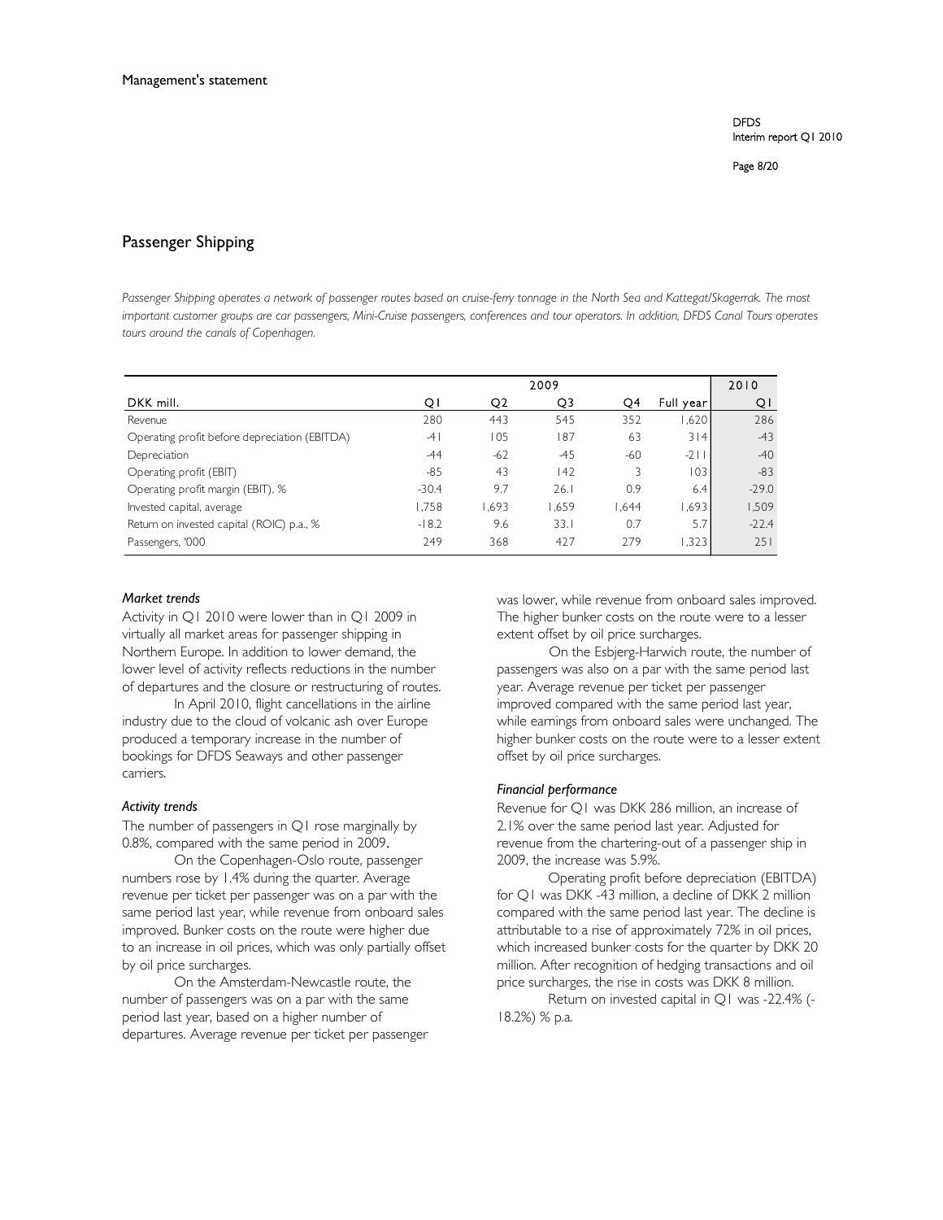Management's statement

## Passenger Shipping

*Passenger Shipping operates a network of passenger routes based on cruise-ferry tonnage in the North Sea and Kattegat/Skagerrak. The most important customer groups are car passengers, Mini-Cruise passengers, conferences and tour operators. In addition, DFDS Canal Tours operates tours around the canals of Copenhagen.*

| | 2009 | | | | | 2010 |
|---|---|---|---|---|---|---|
| DKK mill. | Q1 | Q2 | Q3 | Q4 | Full year | Q1 |
| Revenue | 280 | 443 | 545 | 352 | 1,620 | 286 |
| Operating profit before depreciation (EBITDA) | -41 | 105 | 187 | 63 | 314 | -43 |
| Depreciation | -44 | -62 | -45 | -60 | -211 | -40 |
| Operating profit (EBIT) | -85 | 43 | 142 | 3 | 103 | -83 |
| Operating profit margin (EBIT), % | -30.4 | 9.7 | 26.1 | 0.9 | 6.4 | -29.0 |
| Invested capital, average | 1,758 | 1,693 | 1,659 | 1,644 | 1,693 | 1,509 |
| Return on invested capital (ROIC) p.a., % | -18.2 | 9.6 | 33.1 | 0.7 | 5.7 | -22.4 |
| Passengers, '000 | 249 | 368 | 427 | 279 | 1,323 | 251 |

### *Market trends*

Activity in Q1 2010 were lower than in Q1 2009 in virtually all market areas for passenger shipping in Northern Europe. In addition to lower demand, the lower level of activity reflects reductions in the number of departures and the closure or restructuring of routes.

In April 2010, flight cancellations in the airline industry due to the cloud of volcanic ash over Europe produced a temporary increase in the number of bookings for DFDS Seaways and other passenger carriers.

### *Activity trends*

The number of passengers in Q1 rose marginally by 0.8%, compared with the same period in 2009.

On the Copenhagen-Oslo route, passenger numbers rose by 1.4% during the quarter. Average revenue per ticket per passenger was on a par with the same period last year, while revenue from onboard sales improved. Bunker costs on the route were higher due to an increase in oil prices, which was only partially offset by oil price surcharges.

On the Amsterdam-Newcastle route, the number of passengers was on a par with the same period last year, based on a higher number of departures. Average revenue per ticket per passenger was lower, while revenue from onboard sales improved. The higher bunker costs on the route were to a lesser extent offset by oil price surcharges.

On the Esbjerg-Harwich route, the number of passengers was also on a par with the same period last year. Average revenue per ticket per passenger improved compared with the same period last year, while earnings from onboard sales were unchanged. The higher bunker costs on the route were to a lesser extent offset by oil price surcharges.

### *Financial performance*

Revenue for Q1 was DKK 286 million, an increase of 2.1% over the same period last year. Adjusted for revenue from the chartering-out of a passenger ship in 2009, the increase was 5.9%.

Operating profit before depreciation (EBITDA) for Q1 was DKK -43 million, a decline of DKK 2 million compared with the same period last year. The decline is attributable to a rise of approximately 72% in oil prices, which increased bunker costs for the quarter by DKK 20 million. After recognition of hedging transactions and oil price surcharges, the rise in costs was DKK 8 million.

Return on invested capital in Q1 was -22.4% (-18.2%) % p.a.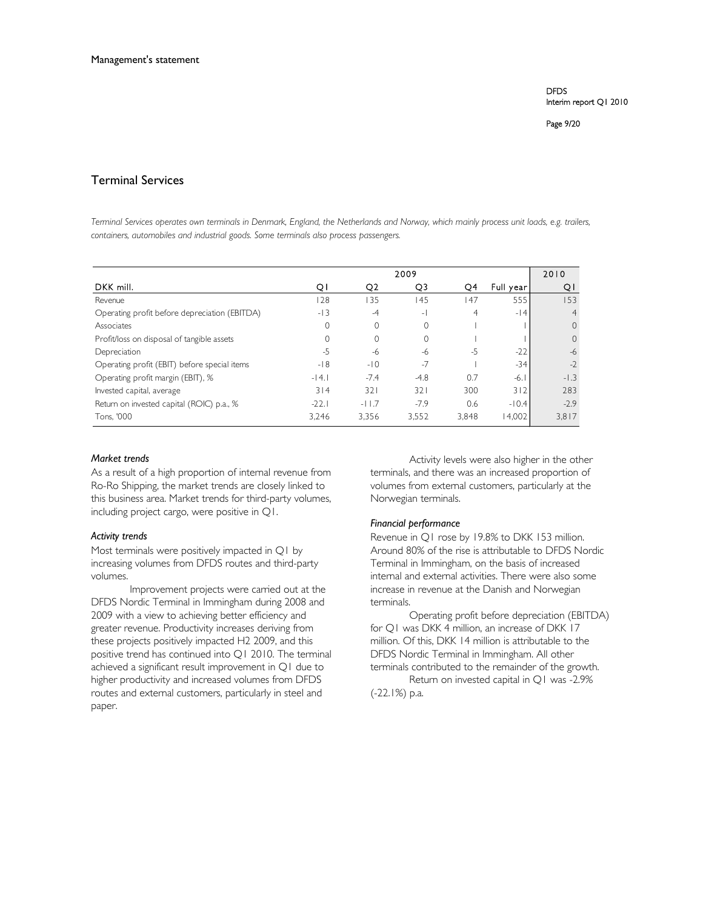## Terminal Services

*Terminal Services operates own terminals in Denmark, England, the Netherlands and Norway, which mainly process unit loads, e.g. trailers, containers, automobiles and industrial goods. Some terminals also process passengers.*

| | 2009 | | | | | 2010 |
|---|---|---|---|---|---|---|
| DKK mill. | Q1 | Q2 | Q3 | Q4 | Full year | Q1 |
| Revenue | 128 | 135 | 145 | 147 | 555 | 153 |
| Operating profit before depreciation (EBITDA) | -13 | -4 | -1 | 4 | -14 | 4 |
| Associates | 0 | 0 | 0 | 1 | 1 | 0 |
| Profit/loss on disposal of tangible assets | 0 | 0 | 0 | 1 | 1 | 0 |
| Depreciation | -5 | -6 | -6 | -5 | -22 | -6 |
| Operating profit (EBIT) before special items | -18 | -10 | -7 | 1 | -34 | -2 |
| Operating profit margin (EBIT), % | -14.1 | -7.4 | -4.8 | 0.7 | -6.1 | -1.3 |
| Invested capital, average | 314 | 321 | 321 | 300 | 312 | 283 |
| Return on invested capital (ROIC) p.a., % | -22.1 | -11.7 | -7.9 | 0.6 | -10.4 | -2.9 |
| Tons, '000 | 3,246 | 3,356 | 3,552 | 3,848 | 14,002 | 3,817 |

### *Market trends*

As a result of a high proportion of internal revenue from Ro-Ro Shipping, the market trends are closely linked to this business area. Market trends for third-party volumes, including project cargo, were positive in Q1.

### *Activity trends*

Most terminals were positively impacted in Q1 by increasing volumes from DFDS routes and third-party volumes.

Improvement projects were carried out at the DFDS Nordic Terminal in Immingham during 2008 and 2009 with a view to achieving better efficiency and greater revenue. Productivity increases deriving from these projects positively impacted H2 2009, and this positive trend has continued into Q1 2010. The terminal achieved a significant result improvement in Q1 due to higher productivity and increased volumes from DFDS routes and external customers, particularly in steel and paper.

Activity levels were also higher in the other terminals, and there was an increased proportion of volumes from external customers, particularly at the Norwegian terminals.

### *Financial performance*

Revenue in Q1 rose by 19.8% to DKK 153 million. Around 80% of the rise is attributable to DFDS Nordic Terminal in Immingham, on the basis of increased internal and external activities. There were also some increase in revenue at the Danish and Norwegian terminals.

Operating profit before depreciation (EBITDA) for Q1 was DKK 4 million, an increase of DKK 17 million. Of this, DKK 14 million is attributable to the DFDS Nordic Terminal in Immingham. All other terminals contributed to the remainder of the growth.

Return on invested capital in Q1 was -2.9% (-22.1%) p.a.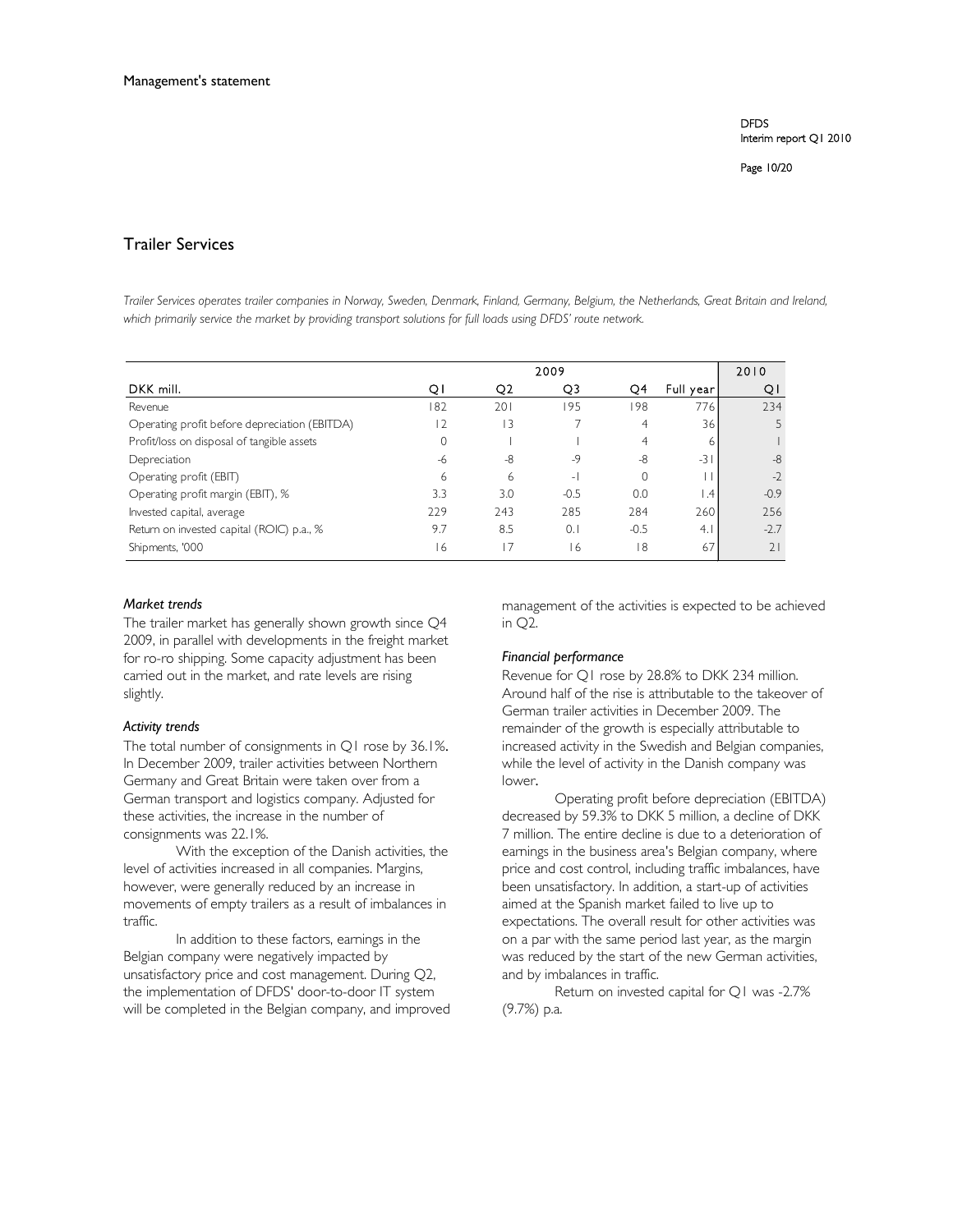## Trailer Services

*Trailer Services operates trailer companies in Norway, Sweden, Denmark, Finland, Germany, Belgium, the Netherlands, Great Britain and Ireland, which primarily service the market by providing transport solutions for full loads using DFDS' route network.*

| | 2009 | | | | | 2010 |
|---|---|---|---|---|---|---|
| DKK mill. | Q1 | Q2 | Q3 | Q4 | Full year | Q1 |
| Revenue | 182 | 201 | 195 | 198 | 776 | 234 |
| Operating profit before depreciation (EBITDA) | 12 | 13 | 7 | 4 | 36 | 5 |
| Profit/loss on disposal of tangible assets | 0 | 1 | 1 | 4 | 6 | 1 |
| Depreciation | -6 | -8 | -9 | -8 | -31 | -8 |
| Operating profit (EBIT) | 6 | 6 | -1 | 0 | 11 | -2 |
| Operating profit margin (EBIT), % | 3.3 | 3.0 | -0.5 | 0.0 | 1.4 | -0.9 |
| Invested capital, average | 229 | 243 | 285 | 284 | 260 | 256 |
| Return on invested capital (ROIC) p.a., % | 9.7 | 8.5 | 0.1 | -0.5 | 4.1 | -2.7 |
| Shipments, '000 | 16 | 17 | 16 | 18 | 67 | 21 |

### *Market trends*

The trailer market has generally shown growth since Q4 2009, in parallel with developments in the freight market for ro-ro shipping. Some capacity adjustment has been carried out in the market, and rate levels are rising slightly.

### *Activity trends*

The total number of consignments in Q1 rose by 36.1%. In December 2009, trailer activities between Northern Germany and Great Britain were taken over from a German transport and logistics company. Adjusted for these activities, the increase in the number of consignments was 22.1%.

With the exception of the Danish activities, the level of activities increased in all companies. Margins, however, were generally reduced by an increase in movements of empty trailers as a result of imbalances in traffic.

In addition to these factors, earnings in the Belgian company were negatively impacted by unsatisfactory price and cost management. During Q2, the implementation of DFDS' door-to-door IT system will be completed in the Belgian company, and improved management of the activities is expected to be achieved in Q2.

### *Financial performance*

Revenue for Q1 rose by 28.8% to DKK 234 million. Around half of the rise is attributable to the takeover of German trailer activities in December 2009. The remainder of the growth is especially attributable to increased activity in the Swedish and Belgian companies, while the level of activity in the Danish company was lower.

Operating profit before depreciation (EBITDA) decreased by 59.3% to DKK 5 million, a decline of DKK 7 million. The entire decline is due to a deterioration of earnings in the business area's Belgian company, where price and cost control, including traffic imbalances, have been unsatisfactory. In addition, a start-up of activities aimed at the Spanish market failed to live up to expectations. The overall result for other activities was on a par with the same period last year, as the margin was reduced by the start of the new German activities, and by imbalances in traffic.

Return on invested capital for Q1 was -2.7% (9.7%) p.a.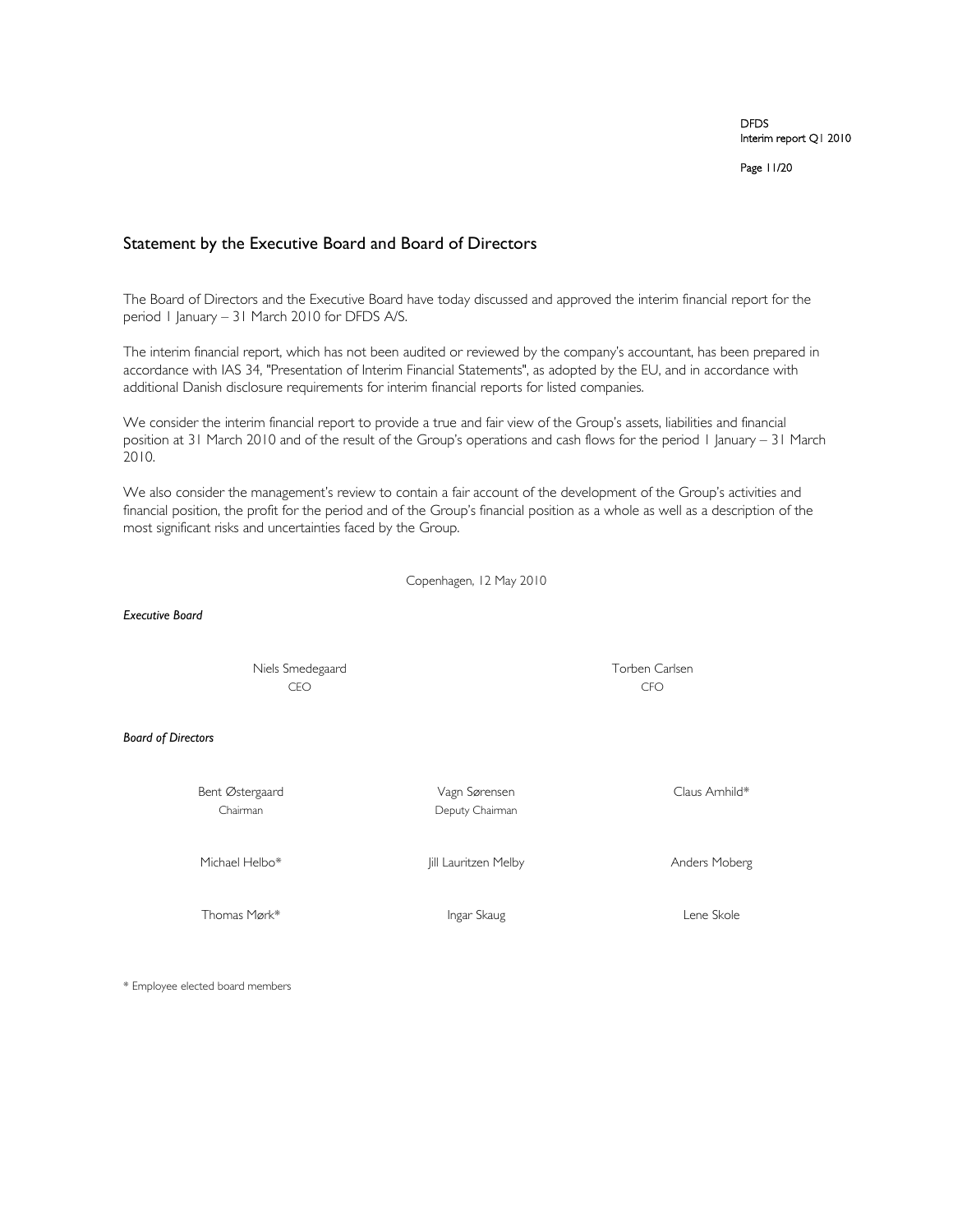## Statement by the Executive Board and Board of Directors

The Board of Directors and the Executive Board have today discussed and approved the interim financial report for the period 1 January – 31 March 2010 for DFDS A/S.

The interim financial report, which has not been audited or reviewed by the company's accountant, has been prepared in accordance with IAS 34, "Presentation of Interim Financial Statements", as adopted by the EU, and in accordance with additional Danish disclosure requirements for interim financial reports for listed companies.

We consider the interim financial report to provide a true and fair view of the Group's assets, liabilities and financial position at 31 March 2010 and of the result of the Group's operations and cash flows for the period 1 January – 31 March 2010.

We also consider the management's review to contain a fair account of the development of the Group's activities and financial position, the profit for the period and of the Group's financial position as a whole as well as a description of the most significant risks and uncertainties faced by the Group.

Copenhagen, 12 May 2010

*Executive Board*

| | |
|---|---|
| Niels Smedegaard<br>CEO | Torben Carlsen<br>CFO |

*Board of Directors*

| | | |
|---|---|---|
| Bent Østergaard<br>Chairman | Vagn Sørensen<br>Deputy Chairman | Claus Arnhild* |
| Michael Helbo* | Jill Lauritzen Melby | Anders Moberg |
| Thomas Mørk* | Ingar Skaug | Lene Skole |

\* Employee elected board members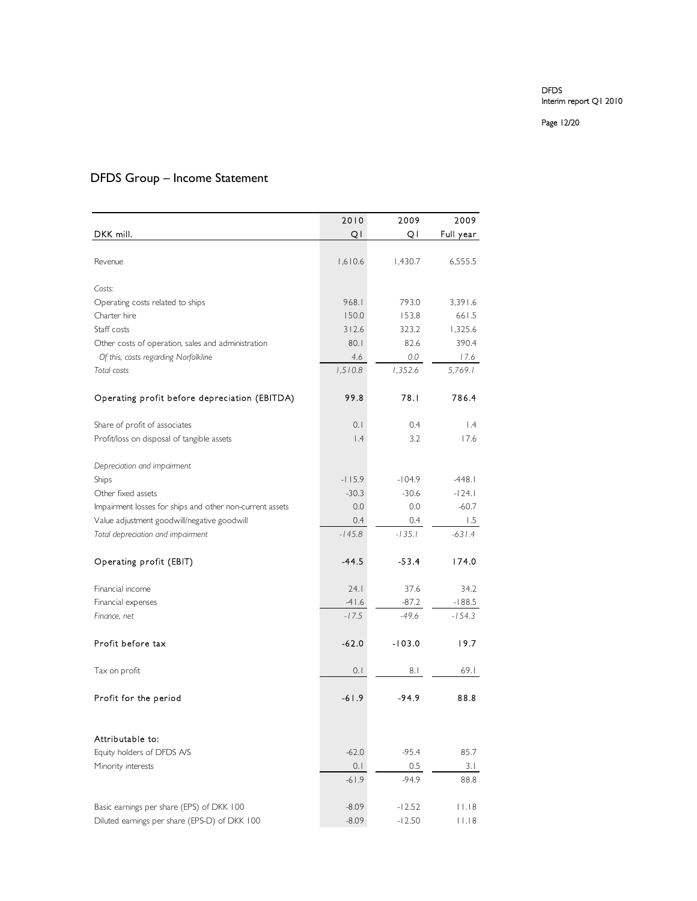## DFDS Group – Income Statement

| DKK mill. | 2010 Q1 | 2009 Q1 | 2009 Full year |
|---|---|---|---|
| Revenue | 1,610.6 | 1,430.7 | 6,555.5 |
| *Costs:* | | | |
| Operating costs related to ships | 968.1 | 793.0 | 3,391.6 |
| Charter hire | 150.0 | 153.8 | 661.5 |
| Staff costs | 312.6 | 323.2 | 1,325.6 |
| Other costs of operation, sales and administration | 80.1 | 82.6 | 390.4 |
| *Of this, costs regarding Norfolkline* | *4.6* | *0.0* | *17.6* |
| *Total costs* | *1,510.8* | *1,352.6* | *5,769.1* |
| Operating profit before depreciation (EBITDA) | 99.8 | 78.1 | 786.4 |
| Share of profit of associates | 0.1 | 0.4 | 1.4 |
| Profit/loss on disposal of tangible assets | 1.4 | 3.2 | 17.6 |
| *Depreciation and impairment* | | | |
| Ships | -115.9 | -104.9 | -448.1 |
| Other fixed assets | -30.3 | -30.6 | -124.1 |
| Impairment losses for ships and other non-current assets | 0.0 | 0.0 | -60.7 |
| Value adjustment goodwill/negative goodwill | 0.4 | 0.4 | 1.5 |
| *Total depreciation and impairment* | *-145.8* | *-135.1* | *-631.4* |
| Operating profit (EBIT) | -44.5 | -53.4 | 174.0 |
| Financial income | 24.1 | 37.6 | 34.2 |
| Financial expenses | -41.6 | -87.2 | -188.5 |
| *Finance, net* | *-17.5* | *-49.6* | *-154.3* |
| Profit before tax | -62.0 | -103.0 | 19.7 |
| Tax on profit | 0.1 | 8.1 | 69.1 |
| Profit for the period | -61.9 | -94.9 | 88.8 |
| Attributable to: | | | |
| Equity holders of DFDS A/S | -62.0 | -95.4 | 85.7 |
| Minority interests | 0.1 | 0.5 | 3.1 |
| | -61.9 | -94.9 | 88.8 |
| Basic earnings per share (EPS) of DKK 100 | -8.09 | -12.52 | 11.18 |
| Diluted earnings per share (EPS-D) of DKK 100 | -8.09 | -12.50 | 11.18 |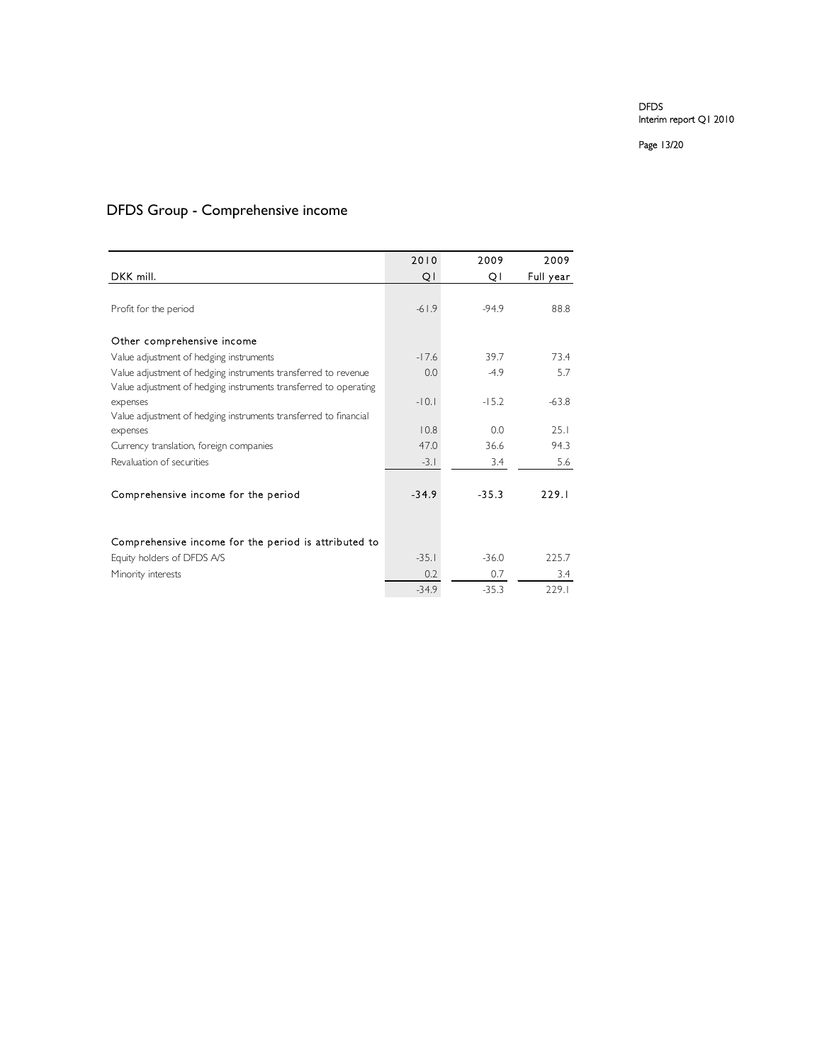# DFDS Group - Comprehensive income

| DKK mill. | 2010 Q1 | 2009 Q1 | 2009 Full year |
|---|---|---|---|
| Profit for the period | -61.9 | -94.9 | 88.8 |
| **Other comprehensive income** | | | |
| Value adjustment of hedging instruments | -17.6 | 39.7 | 73.4 |
| Value adjustment of hedging instruments transferred to revenue | 0.0 | -4.9 | 5.7 |
| Value adjustment of hedging instruments transferred to operating expenses | -10.1 | -15.2 | -63.8 |
| Value adjustment of hedging instruments transferred to financial expenses | 10.8 | 0.0 | 25.1 |
| Currency translation, foreign companies | 47.0 | 36.6 | 94.3 |
| Revaluation of securities | -3.1 | 3.4 | 5.6 |
| **Comprehensive income for the period** | **-34.9** | **-35.3** | **229.1** |
| **Comprehensive income for the period is attributed to** | | | |
| Equity holders of DFDS A/S | -35.1 | -36.0 | 225.7 |
| Minority interests | 0.2 | 0.7 | 3.4 |
| | -34.9 | -35.3 | 229.1 |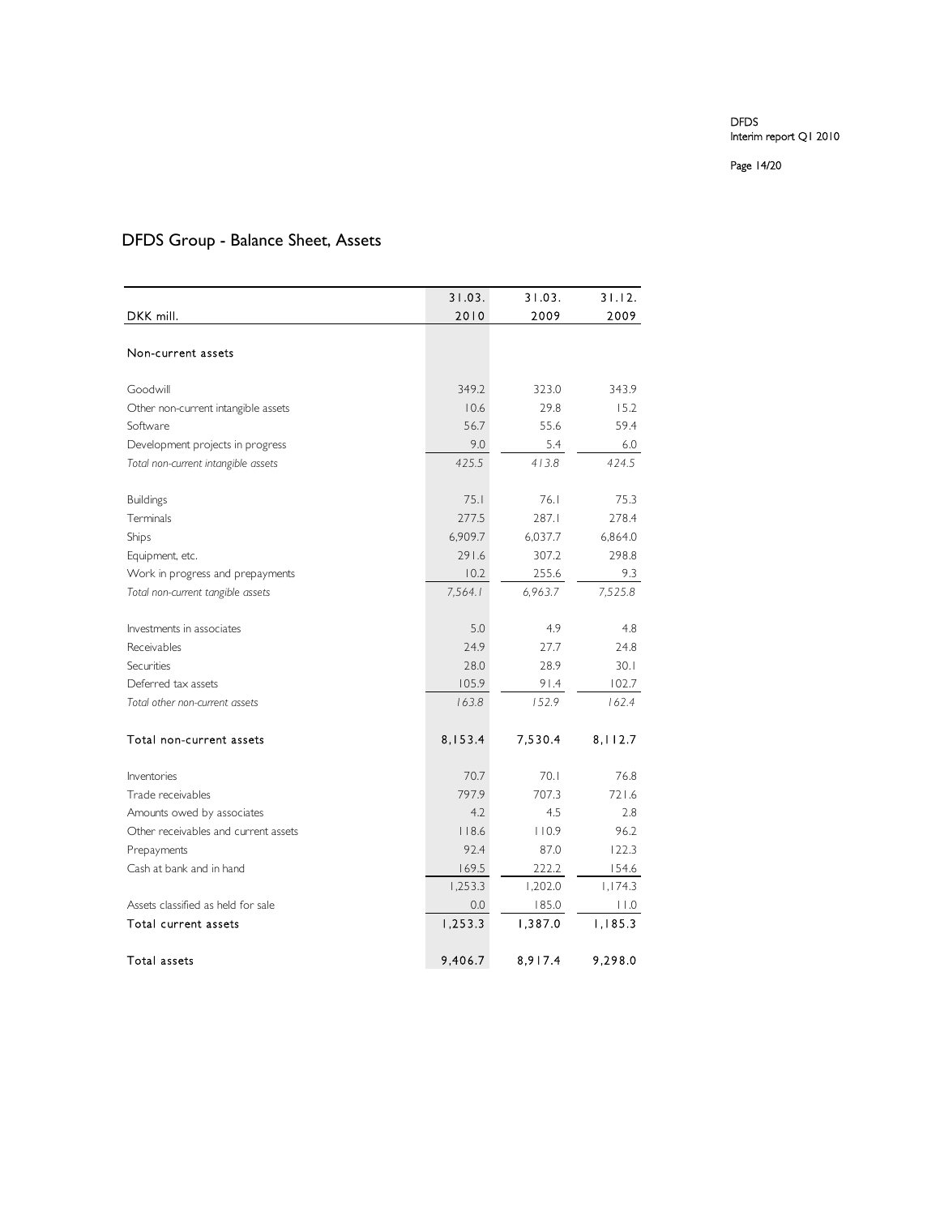# DFDS Group - Balance Sheet, Assets

| DKK mill. | 31.03. 2010 | 31.03. 2009 | 31.12. 2009 |
|---|---|---|---|
| **Non-current assets** | | | |
| Goodwill | 349.2 | 323.0 | 343.9 |
| Other non-current intangible assets | 10.6 | 29.8 | 15.2 |
| Software | 56.7 | 55.6 | 59.4 |
| Development projects in progress | 9.0 | 5.4 | 6.0 |
| *Total non-current intangible assets* | *425.5* | *413.8* | *424.5* |
| Buildings | 75.1 | 76.1 | 75.3 |
| Terminals | 277.5 | 287.1 | 278.4 |
| Ships | 6,909.7 | 6,037.7 | 6,864.0 |
| Equipment, etc. | 291.6 | 307.2 | 298.8 |
| Work in progress and prepayments | 10.2 | 255.6 | 9.3 |
| *Total non-current tangible assets* | *7,564.1* | *6,963.7* | *7,525.8* |
| Investments in associates | 5.0 | 4.9 | 4.8 |
| Receivables | 24.9 | 27.7 | 24.8 |
| Securities | 28.0 | 28.9 | 30.1 |
| Deferred tax assets | 105.9 | 91.4 | 102.7 |
| *Total other non-current assets* | *163.8* | *152.9* | *162.4* |
| **Total non-current assets** | **8,153.4** | **7,530.4** | **8,112.7** |
| Inventories | 70.7 | 70.1 | 76.8 |
| Trade receivables | 797.9 | 707.3 | 721.6 |
| Amounts owed by associates | 4.2 | 4.5 | 2.8 |
| Other receivables and current assets | 118.6 | 110.9 | 96.2 |
| Prepayments | 92.4 | 87.0 | 122.3 |
| Cash at bank and in hand | 169.5 | 222.2 | 154.6 |
| | 1,253.3 | 1,202.0 | 1,174.3 |
| Assets classified as held for sale | 0.0 | 185.0 | 11.0 |
| **Total current assets** | **1,253.3** | **1,387.0** | **1,185.3** |
| **Total assets** | **9,406.7** | **8,917.4** | **9,298.0** |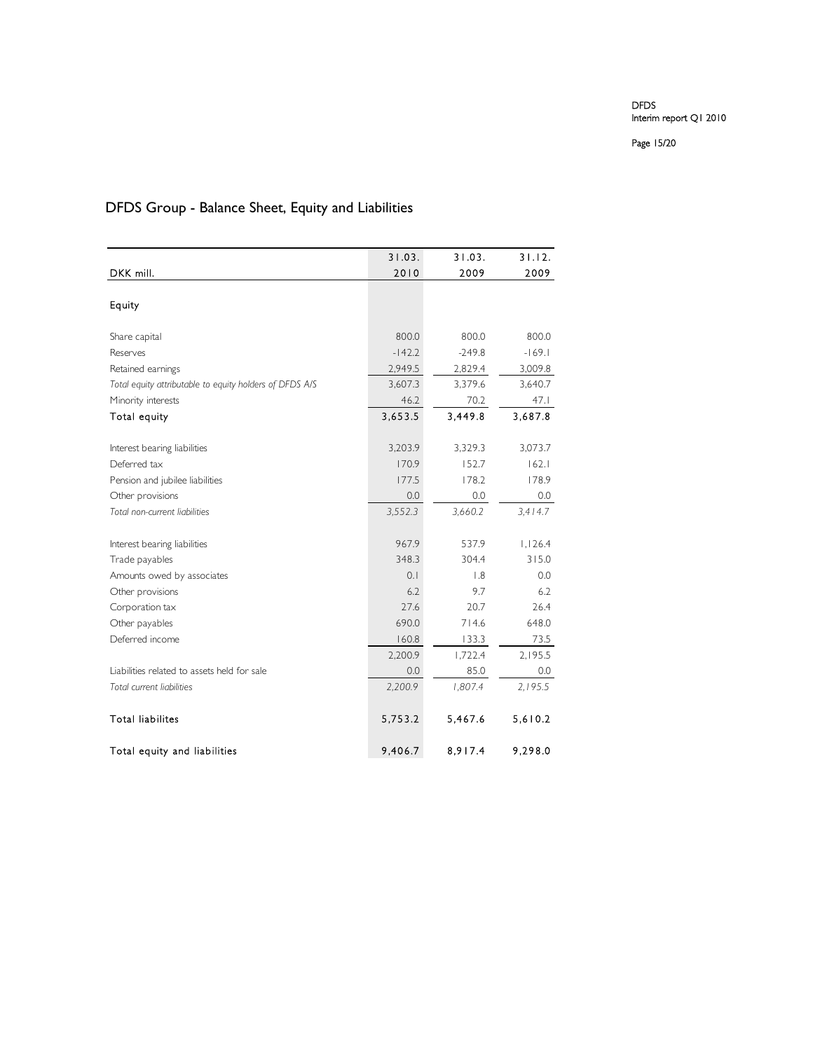## DFDS Group - Balance Sheet, Equity and Liabilities

| DKK mill. | 31.03. 2010 | 31.03. 2009 | 31.12. 2009 |
|---|---|---|---|
| **Equity** | | | |
| Share capital | 800.0 | 800.0 | 800.0 |
| Reserves | -142.2 | -249.8 | -169.1 |
| Retained earnings | 2,949.5 | 2,829.4 | 3,009.8 |
| *Total equity attributable to equity holders of DFDS A/S* | 3,607.3 | 3,379.6 | 3,640.7 |
| Minority interests | 46.2 | 70.2 | 47.1 |
| Total equity | 3,653.5 | 3,449.8 | 3,687.8 |
| | | | |
| Interest bearing liabilities | 3,203.9 | 3,329.3 | 3,073.7 |
| Deferred tax | 170.9 | 152.7 | 162.1 |
| Pension and jubilee liabilities | 177.5 | 178.2 | 178.9 |
| Other provisions | 0.0 | 0.0 | 0.0 |
| *Total non-current liabilities* | *3,552.3* | *3,660.2* | *3,414.7* |
| | | | |
| Interest bearing liabilities | 967.9 | 537.9 | 1,126.4 |
| Trade payables | 348.3 | 304.4 | 315.0 |
| Amounts owed by associates | 0.1 | 1.8 | 0.0 |
| Other provisions | 6.2 | 9.7 | 6.2 |
| Corporation tax | 27.6 | 20.7 | 26.4 |
| Other payables | 690.0 | 714.6 | 648.0 |
| Deferred income | 160.8 | 133.3 | 73.5 |
| | 2,200.9 | 1,722.4 | 2,195.5 |
| Liabilities related to assets held for sale | 0.0 | 85.0 | 0.0 |
| *Total current liabilities* | *2,200.9* | *1,807.4* | *2,195.5* |
| | | | |
| Total liabilites | 5,753.2 | 5,467.6 | 5,610.2 |
| | | | |
| Total equity and liabilities | 9,406.7 | 8,917.4 | 9,298.0 |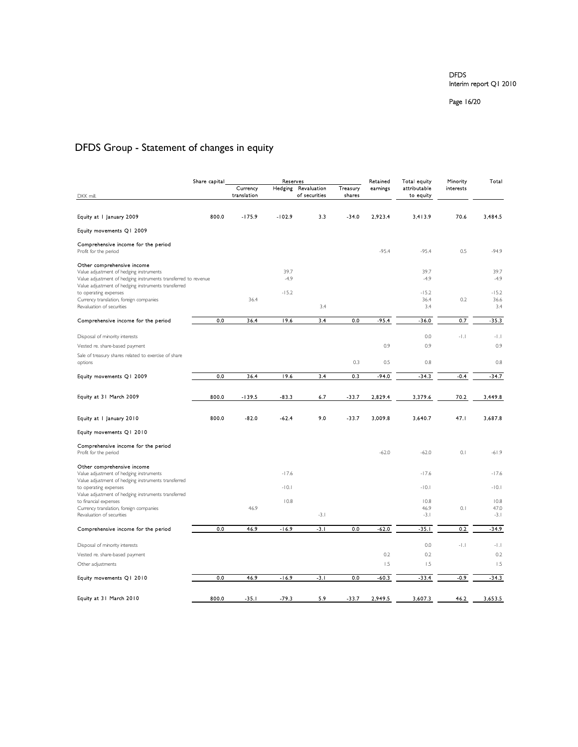# DFDS Group - Statement of changes in equity

| DKK mill. | Share capital | Reserves | | | | Retained earnings | Total equity attributable to equity | Minority interests | Total |
|---|---|---|---|---|---|---|---|---|---|
| | | Currency translation | Hedging | Revaluation of securities | Treasury shares | | | | |
| Equity at 1 January 2009 | 800.0 | -175.9 | -102.9 | 3.3 | -34.0 | 2,923.4 | 3,413.9 | 70.6 | 3,484.5 |
| Equity movements Q1 2009 | | | | | | | | | |
| Comprehensive income for the period | | | | | | | | | |
| Profit for the period | | | | | | -95.4 | -95.4 | 0.5 | -94.9 |
| Other comprehensive income | | | | | | | | | |
| Value adjustment of hedging instruments | | | 39.7 | | | | 39.7 | | 39.7 |
| Value adjustment of hedging instruments transferred to revenue | | | -4.9 | | | | -4.9 | | -4.9 |
| Value adjustment of hedging instruments transferred to operating expenses | | | -15.2 | | | | -15.2 | | -15.2 |
| Currency translation, foreign companies | | 36.4 | | | | | 36.4 | 0.2 | 36.6 |
| Revaluation of securities | | | | 3.4 | | | 3.4 | | 3.4 |
| Comprehensive income for the period | 0.0 | 36.4 | 19.6 | 3.4 | 0.0 | -95.4 | -36.0 | 0.7 | -35.3 |
| Disposal of minority interests | | | | | | | 0.0 | -1.1 | -1.1 |
| Vested re. share-based payment | | | | | | 0.9 | 0.9 | | 0.9 |
| Sale of treasury shares related to exercise of share options | | | | | 0.3 | 0.5 | 0.8 | | 0.8 |
| Equity movements Q1 2009 | 0.0 | 36.4 | 19.6 | 3.4 | 0.3 | -94.0 | -34.3 | -0.4 | -34.7 |
| Equity at 31 March 2009 | 800.0 | -139.5 | -83.3 | 6.7 | -33.7 | 2,829.4 | 3,379.6 | 70.2 | 3,449.8 |
| Equity at 1 January 2010 | 800.0 | -82.0 | -62.4 | 9.0 | -33.7 | 3,009.8 | 3,640.7 | 47.1 | 3,687.8 |
| Equity movements Q1 2010 | | | | | | | | | |
| Comprehensive income for the period | | | | | | | | | |
| Profit for the period | | | | | | -62.0 | -62.0 | 0.1 | -61.9 |
| Other comprehensive income | | | | | | | | | |
| Value adjustment of hedging instruments | | | -17.6 | | | | -17.6 | | -17.6 |
| Value adjustment of hedging instruments transferred to operating expenses | | | -10.1 | | | | -10.1 | | -10.1 |
| Value adjustment of hedging instruments transferred to financial expenses | | | 10.8 | | | | 10.8 | | 10.8 |
| Currency translation, foreign companies | | 46.9 | | | | | 46.9 | 0.1 | 47.0 |
| Revaluation of securities | | | | -3.1 | | | -3.1 | | -3.1 |
| Comprehensive income for the period | 0.0 | 46.9 | -16.9 | -3.1 | 0.0 | -62.0 | -35.1 | 0.2 | -34.9 |
| Disposal of minority interests | | | | | | | 0.0 | -1.1 | -1.1 |
| Vested re. share-based payment | | | | | | 0.2 | 0.2 | | 0.2 |
| Other adjustments | | | | | | 1.5 | 1.5 | | 1.5 |
| Equity movements Q1 2010 | 0.0 | 46.9 | -16.9 | -3.1 | 0.0 | -60.3 | -33.4 | -0.9 | -34.3 |
| Equity at 31 March 2010 | 800.0 | -35.1 | -79.3 | 5.9 | -33.7 | 2,949.5 | 3,607.3 | 46.2 | 3,653.5 |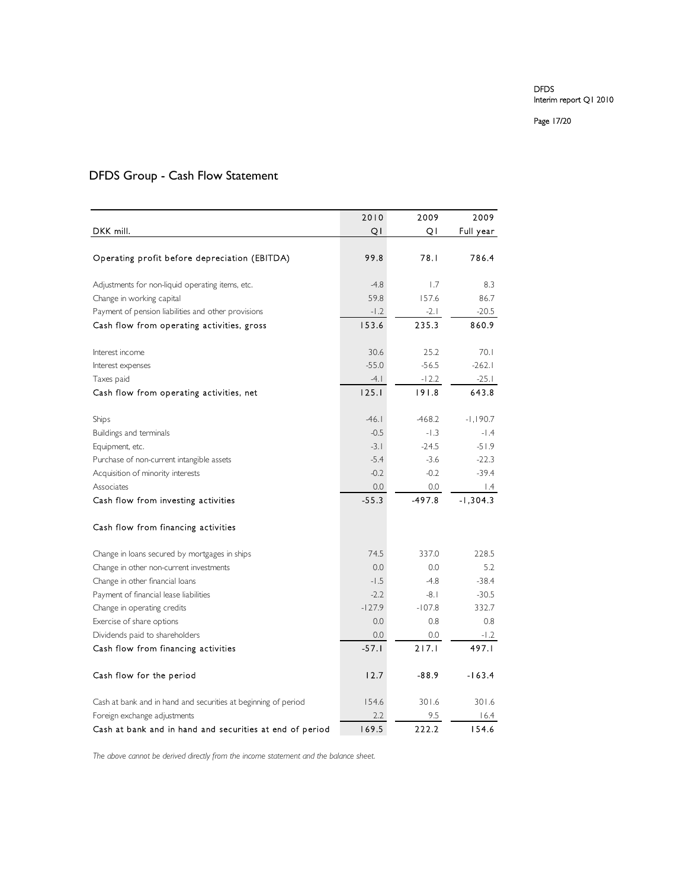## DFDS Group - Cash Flow Statement

| DKK mill. | 2010 Q1 | 2009 Q1 | 2009 Full year |
|---|---|---|---|
| Operating profit before depreciation (EBITDA) | 99.8 | 78.1 | 786.4 |
| Adjustments for non-liquid operating items, etc. | -4.8 | 1.7 | 8.3 |
| Change in working capital | 59.8 | 157.6 | 86.7 |
| Payment of pension liabilities and other provisions | -1.2 | -2.1 | -20.5 |
| Cash flow from operating activities, gross | 153.6 | 235.3 | 860.9 |
| Interest income | 30.6 | 25.2 | 70.1 |
| Interest expenses | -55.0 | -56.5 | -262.1 |
| Taxes paid | -4.1 | -12.2 | -25.1 |
| Cash flow from operating activities, net | 125.1 | 191.8 | 643.8 |
| Ships | -46.1 | -468.2 | -1,190.7 |
| Buildings and terminals | -0.5 | -1.3 | -1.4 |
| Equipment, etc. | -3.1 | -24.5 | -51.9 |
| Purchase of non-current intangible assets | -5.4 | -3.6 | -22.3 |
| Acquisition of minority interests | -0.2 | -0.2 | -39.4 |
| Associates | 0.0 | 0.0 | 1.4 |
| Cash flow from investing activities | -55.3 | -497.8 | -1,304.3 |
| Cash flow from financing activities | | | |
| Change in loans secured by mortgages in ships | 74.5 | 337.0 | 228.5 |
| Change in other non-current investments | 0.0 | 0.0 | 5.2 |
| Change in other financial loans | -1.5 | -4.8 | -38.4 |
| Payment of financial lease liabilities | -2.2 | -8.1 | -30.5 |
| Change in operating credits | -127.9 | -107.8 | 332.7 |
| Exercise of share options | 0.0 | 0.8 | 0.8 |
| Dividends paid to shareholders | 0.0 | 0.0 | -1.2 |
| Cash flow from financing activities | -57.1 | 217.1 | 497.1 |
| Cash flow for the period | 12.7 | -88.9 | -163.4 |
| Cash at bank and in hand and securities at beginning of period | 154.6 | 301.6 | 301.6 |
| Foreign exchange adjustments | 2.2 | 9.5 | 16.4 |
| Cash at bank and in hand and securities at end of period | 169.5 | 222.2 | 154.6 |

*The above cannot be derived directly from the income statement and the balance sheet.*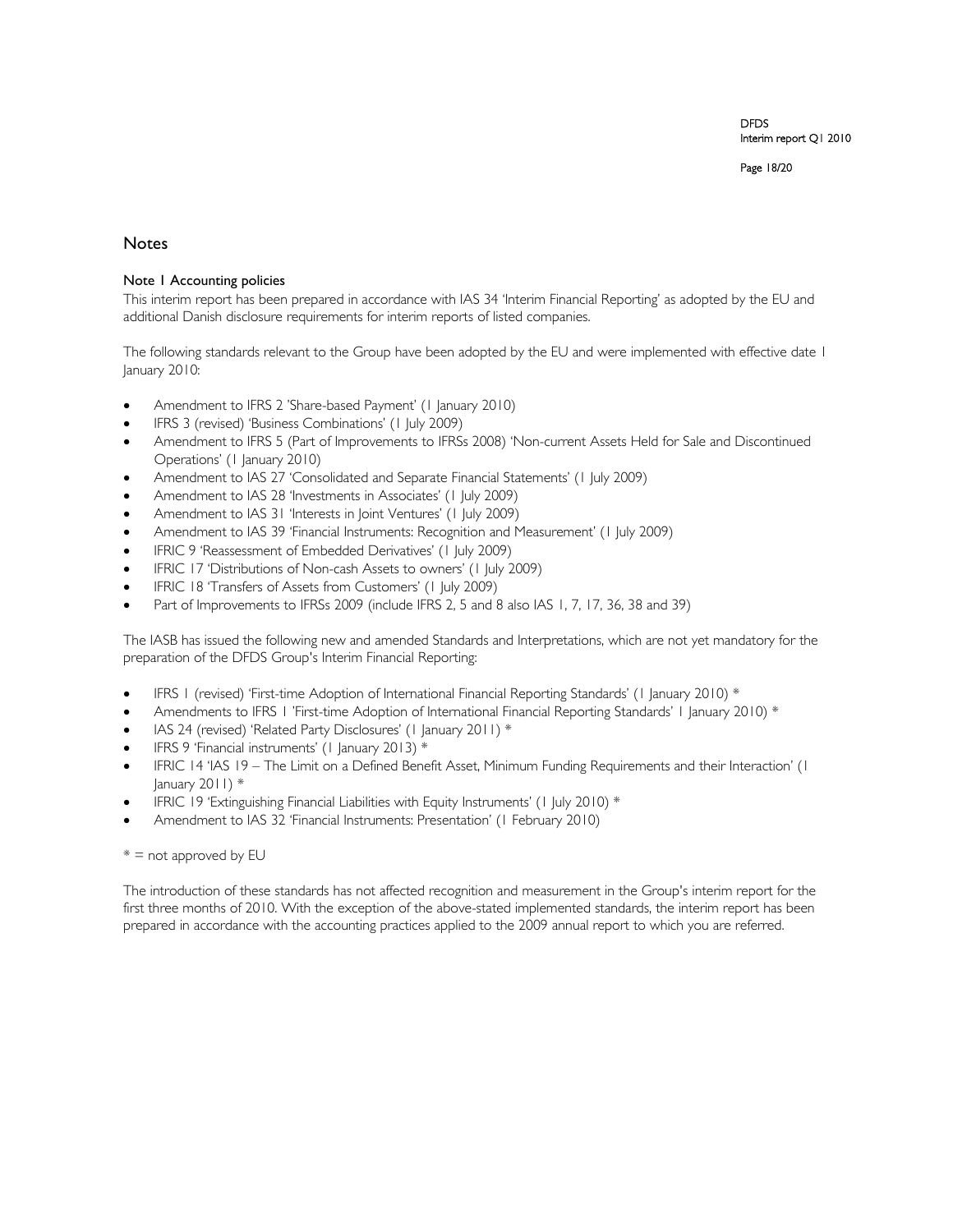# Notes

## Note 1 Accounting policies

This interim report has been prepared in accordance with IAS 34 'Interim Financial Reporting' as adopted by the EU and additional Danish disclosure requirements for interim reports of listed companies.

The following standards relevant to the Group have been adopted by the EU and were implemented with effective date 1 January 2010:

- Amendment to IFRS 2 'Share-based Payment' (1 January 2010)
- IFRS 3 (revised) 'Business Combinations' (1 July 2009)
- Amendment to IFRS 5 (Part of Improvements to IFRSs 2008) 'Non-current Assets Held for Sale and Discontinued Operations' (1 January 2010)
- Amendment to IAS 27 'Consolidated and Separate Financial Statements' (1 July 2009)
- Amendment to IAS 28 'Investments in Associates' (1 July 2009)
- Amendment to IAS 31 'Interests in Joint Ventures' (1 July 2009)
- Amendment to IAS 39 'Financial Instruments: Recognition and Measurement' (1 July 2009)
- IFRIC 9 'Reassessment of Embedded Derivatives' (1 July 2009)
- IFRIC 17 'Distributions of Non-cash Assets to owners' (1 July 2009)
- IFRIC 18 'Transfers of Assets from Customers' (1 July 2009)
- Part of Improvements to IFRSs 2009 (include IFRS 2, 5 and 8 also IAS 1, 7, 17, 36, 38 and 39)

The IASB has issued the following new and amended Standards and Interpretations, which are not yet mandatory for the preparation of the DFDS Group's Interim Financial Reporting:

- IFRS 1 (revised) 'First-time Adoption of International Financial Reporting Standards' (1 January 2010) *
- Amendments to IFRS 1 'First-time Adoption of International Financial Reporting Standards' 1 January 2010) *
- IAS 24 (revised) 'Related Party Disclosures' (1 January 2011) *
- IFRS 9 'Financial instruments' (1 January 2013) *
- IFRIC 14 'IAS 19 – The Limit on a Defined Benefit Asset, Minimum Funding Requirements and their Interaction' (1 January 2011) *
- IFRIC 19 'Extinguishing Financial Liabilities with Equity Instruments' (1 July 2010) *
- Amendment to IAS 32 'Financial Instruments: Presentation' (1 February 2010)

* = not approved by EU

The introduction of these standards has not affected recognition and measurement in the Group's interim report for the first three months of 2010. With the exception of the above-stated implemented standards, the interim report has been prepared in accordance with the accounting practices applied to the 2009 annual report to which you are referred.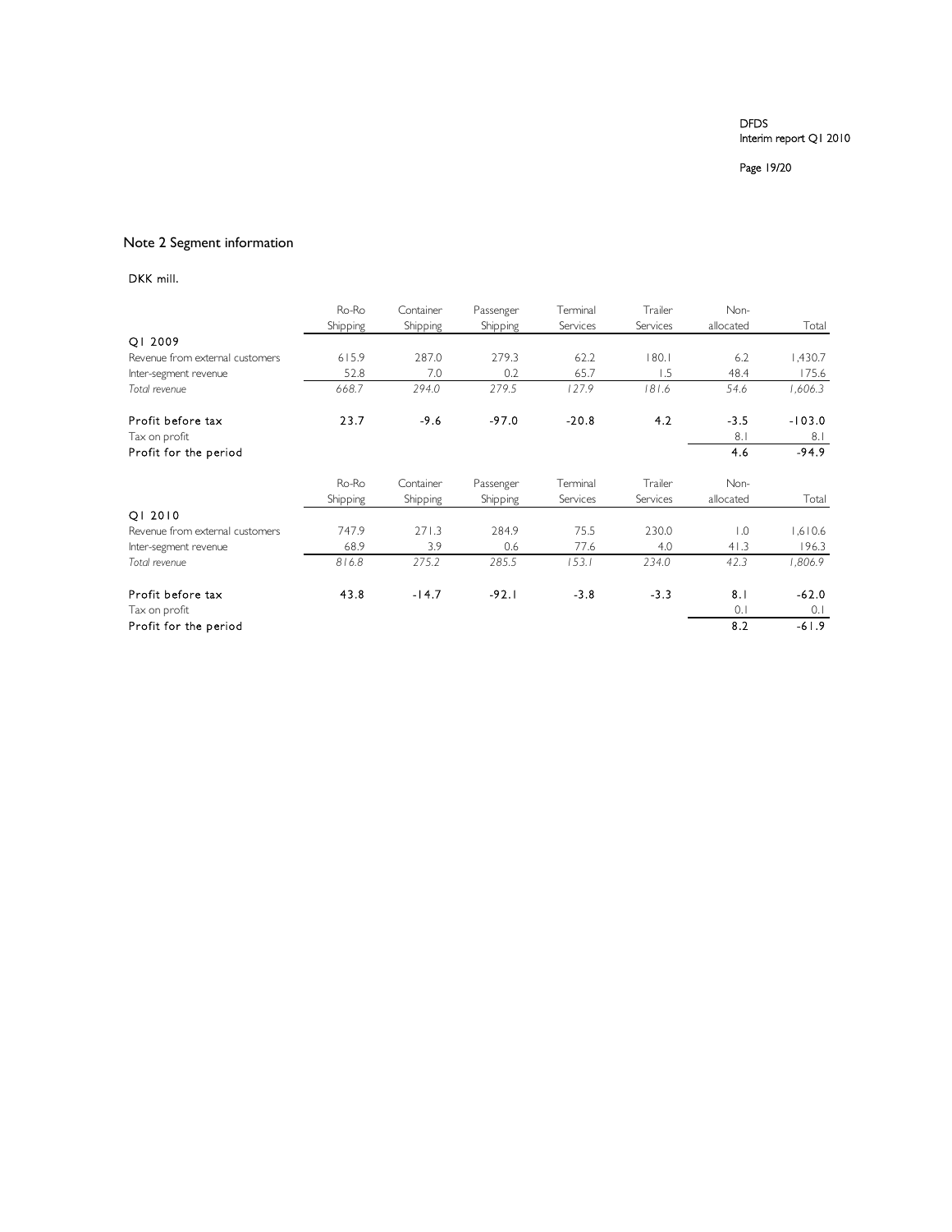## Note 2 Segment information

DKK mill.

| | Ro-Ro Shipping | Container Shipping | Passenger Shipping | Terminal Services | Trailer Services | Non-allocated | Total |
|---|---|---|---|---|---|---|---|
| Q1 2009 | | | | | | | |
| Revenue from external customers | 615.9 | 287.0 | 279.3 | 62.2 | 180.1 | 6.2 | 1,430.7 |
| Inter-segment revenue | 52.8 | 7.0 | 0.2 | 65.7 | 1.5 | 48.4 | 175.6 |
| *Total revenue* | *668.7* | *294.0* | *279.5* | *127.9* | *181.6* | *54.6* | *1,606.3* |
| Profit before tax | 23.7 | -9.6 | -97.0 | -20.8 | 4.2 | -3.5 | -103.0 |
| Tax on profit | | | | | | 8.1 | 8.1 |
| Profit for the period | | | | | | 4.6 | -94.9 |

| | Ro-Ro Shipping | Container Shipping | Passenger Shipping | Terminal Services | Trailer Services | Non-allocated | Total |
|---|---|---|---|---|---|---|---|
| Q1 2010 | | | | | | | |
| Revenue from external customers | 747.9 | 271.3 | 284.9 | 75.5 | 230.0 | 1.0 | 1,610.6 |
| Inter-segment revenue | 68.9 | 3.9 | 0.6 | 77.6 | 4.0 | 41.3 | 196.3 |
| *Total revenue* | *816.8* | *275.2* | *285.5* | *153.1* | *234.0* | *42.3* | *1,806.9* |
| Profit before tax | 43.8 | -14.7 | -92.1 | -3.8 | -3.3 | 8.1 | -62.0 |
| Tax on profit | | | | | | 0.1 | 0.1 |
| Profit for the period | | | | | | 8.2 | -61.9 |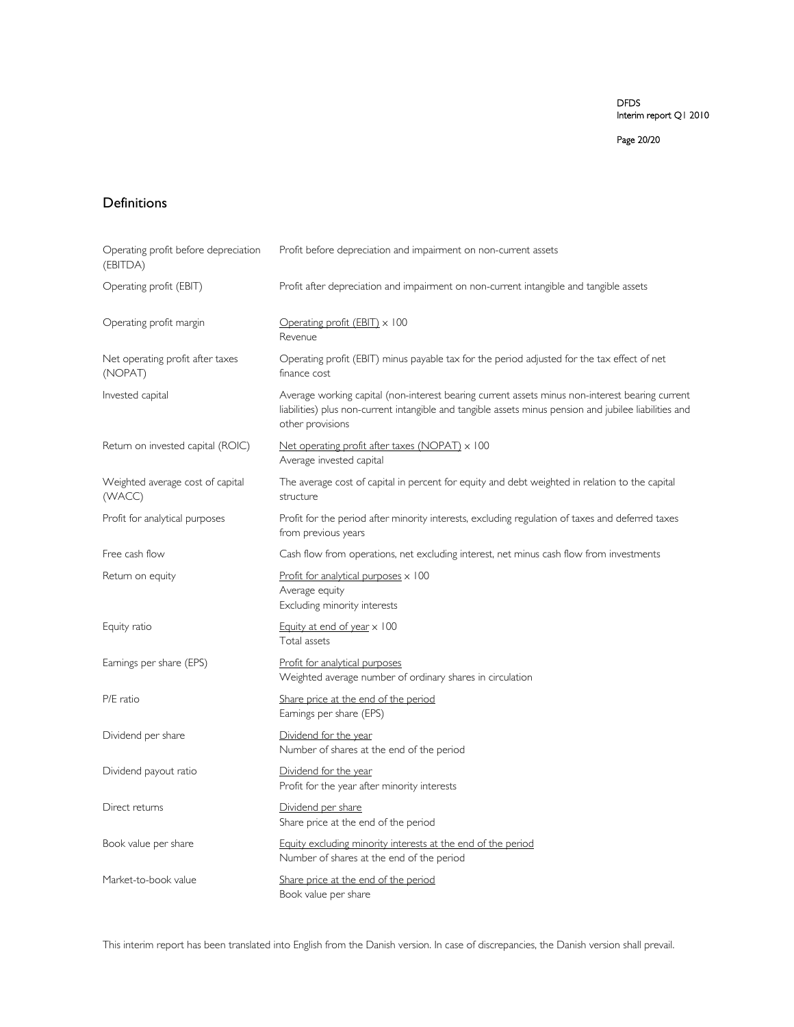## Definitions

| | |
|---|---|
| Operating profit before depreciation (EBITDA) | Profit before depreciation and impairment on non-current assets |
| Operating profit (EBIT) | Profit after depreciation and impairment on non-current intangible and tangible assets |
| Operating profit margin | $\frac{\text{Operating profit (EBIT)} \times 100}{\text{Revenue}}$ |
| Net operating profit after taxes (NOPAT) | Operating profit (EBIT) minus payable tax for the period adjusted for the tax effect of net finance cost |
| Invested capital | Average working capital (non-interest bearing current assets minus non-interest bearing current liabilities) plus non-current intangible and tangible assets minus pension and jubilee liabilities and other provisions |
| Return on invested capital (ROIC) | $\frac{\text{Net operating profit after taxes (NOPAT)} \times 100}{\text{Average invested capital}}$ |
| Weighted average cost of capital (WACC) | The average cost of capital in percent for equity and debt weighted in relation to the capital structure |
| Profit for analytical purposes | Profit for the period after minority interests, excluding regulation of taxes and deferred taxes from previous years |
| Free cash flow | Cash flow from operations, net excluding interest, net minus cash flow from investments |
| Return on equity | $\frac{\text{Profit for analytical purposes} \times 100}{\text{Average equity}}$ Excluding minority interests |
| Equity ratio | $\frac{\text{Equity at end of year} \times 100}{\text{Total assets}}$ |
| Earnings per share (EPS) | $\frac{\text{Profit for analytical purposes}}{\text{Weighted average number of ordinary shares in circulation}}$ |
| P/E ratio | $\frac{\text{Share price at the end of the period}}{\text{Earnings per share (EPS)}}$ |
| Dividend per share | $\frac{\text{Dividend for the year}}{\text{Number of shares at the end of the period}}$ |
| Dividend payout ratio | $\frac{\text{Dividend for the year}}{\text{Profit for the year after minority interests}}$ |
| Direct returns | $\frac{\text{Dividend per share}}{\text{Share price at the end of the period}}$ |
| Book value per share | $\frac{\text{Equity excluding minority interests at the end of the period}}{\text{Number of shares at the end of the period}}$ |
| Market-to-book value | $\frac{\text{Share price at the end of the period}}{\text{Book value per share}}$ |

This interim report has been translated into English from the Danish version. In case of discrepancies, the Danish version shall prevail.